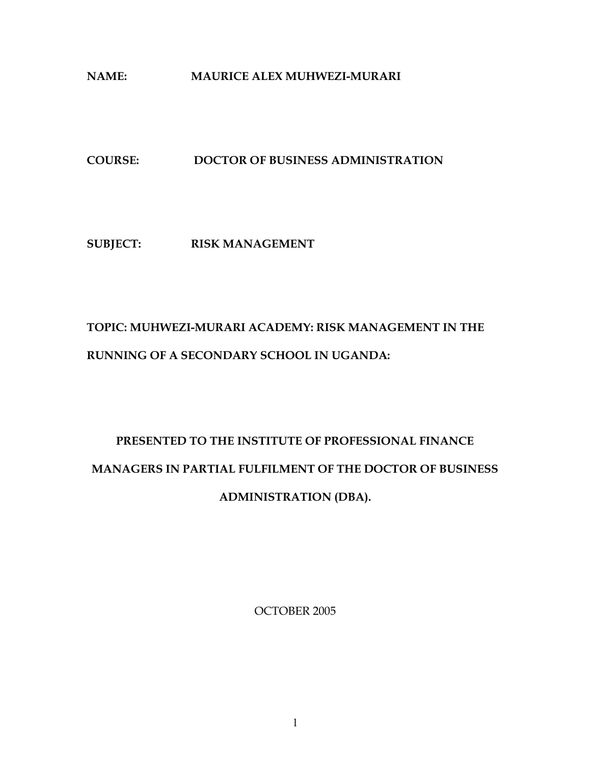**NAME:** MAURICE ALEX MUHWEZI-MURARI

**COURSE:** DOCTOR OF BUSINESS ADMINISTRATION

**SUBJECT:** RISK MANAGEMENT

**TOPIC: MUHWEZI-MURARI ACADEMY: RISK MANAGEMENT IN THE RUNNING OF A SECONDARY SCHOOL IN UGANDA:**

**PRESENTED TO THE INSTITUTE OF PROFESSIONAL FINANCE MANAGERS IN PARTIAL FULFILMENT OF THE DOCTOR OF BUSINESS ADMINISTRATION (DBA).**

OCTOBER 2005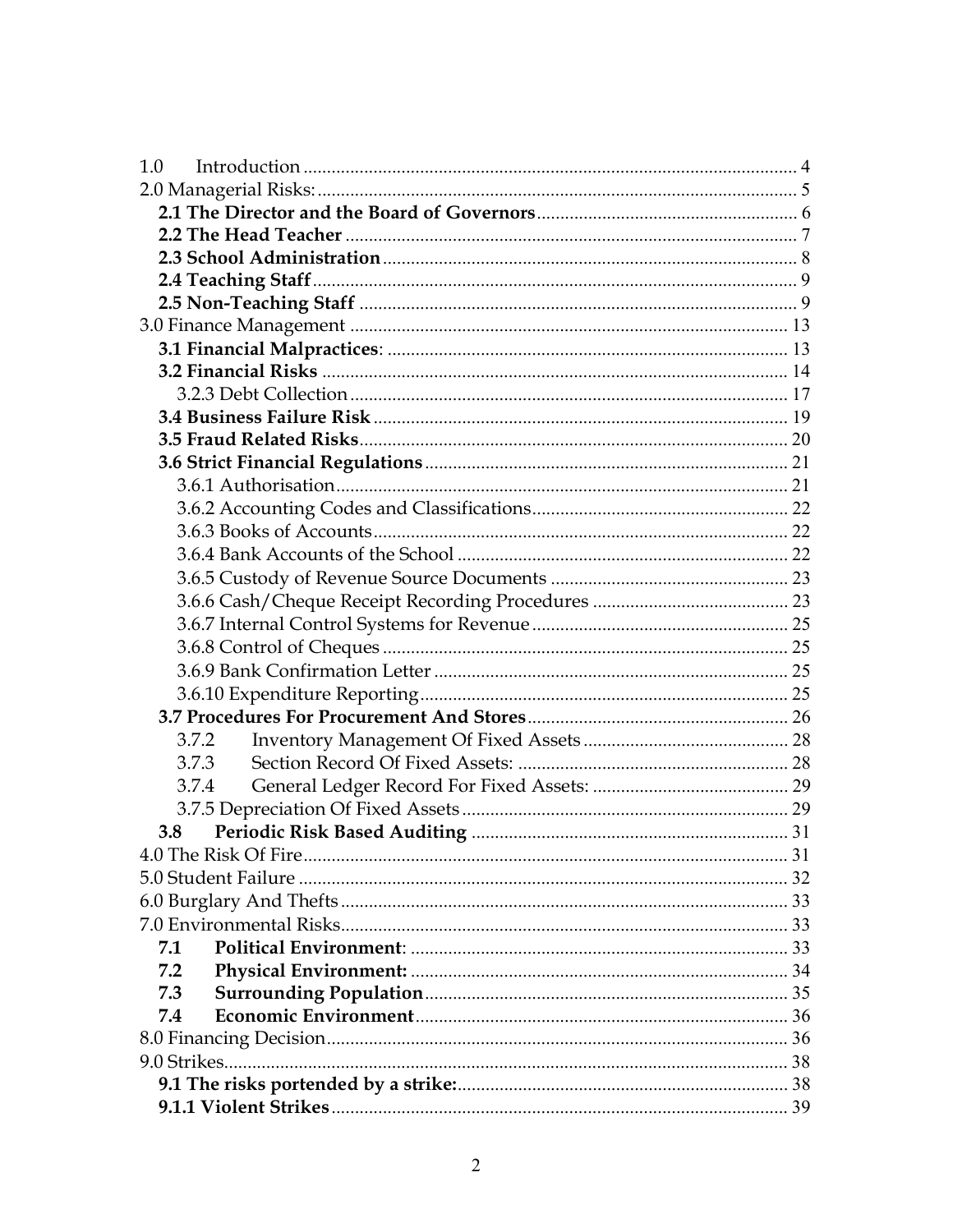1.0 Introduction ........................................................................................................ 4
2.0 Managerial Risks: ..................................................................................................... 5
**2.1 The Director and the Board of Governors** ....................................................... 6
**2.2 The Head Teacher** ............................................................................................... 7
**2.3 School Administration** ....................................................................................... 8
**2.4 Teaching Staff** ...................................................................................................... 9
**2.5 Non-Teaching Staff** ............................................................................................ 9
3.0 Finance Management ............................................................................................ 13
**3.1 Financial Malpractices**: .................................................................................... 13
**3.2 Financial Risks** .................................................................................................. 14
3.2.3 Debt Collection ............................................................................................. 17
**3.4 Business Failure Risk** ....................................................................................... 19
**3.5 Fraud Related Risks** .......................................................................................... 20
**3.6 Strict Financial Regulations** ............................................................................. 21
3.6.1 Authorisation ................................................................................................ 21
3.6.2 Accounting Codes and Classifications ...................................................... 22
3.6.3 Books of Accounts ........................................................................................ 22
3.6.4 Bank Accounts of the School ...................................................................... 22
3.6.5 Custody of Revenue Source Documents ................................................... 23
3.6.6 Cash/Cheque Receipt Recording Procedures .......................................... 23
3.6.7 Internal Control Systems for Revenue ....................................................... 25
3.6.8 Control of Cheques ...................................................................................... 25
3.6.9 Bank Confirmation Letter ........................................................................... 25
3.6.10 Expenditure Reporting .............................................................................. 25
**3.7 Procedures For Procurement And Stores** ....................................................... 26
3.7.2 Inventory Management Of Fixed Assets ............................................ 28
3.7.3 Section Record Of Fixed Assets: .......................................................... 28
3.7.4 General Ledger Record For Fixed Assets: .......................................... 29
3.7.5 Depreciation Of Fixed Assets ..................................................................... 29
**3.8 Periodic Risk Based Auditing** .................................................................... 31
4.0 The Risk Of Fire ...................................................................................................... 31
5.0 Student Failure ........................................................................................................ 32
6.0 Burglary And Thefts .............................................................................................. 33
7.0 Environmental Risks .............................................................................................. 33
**7.1 Political Environment**: ................................................................................ 33
**7.2 Physical Environment:** ................................................................................ 34
**7.3 Surrounding Population** ............................................................................. 35
**7.4 Economic Environment** ............................................................................... 36
8.0 Financing Decision ................................................................................................. 36
9.0 Strikes ....................................................................................................................... 38
**9.1 The risks portended by a strike:** ...................................................................... 38
**9.1.1 Violent Strikes** ................................................................................................. 39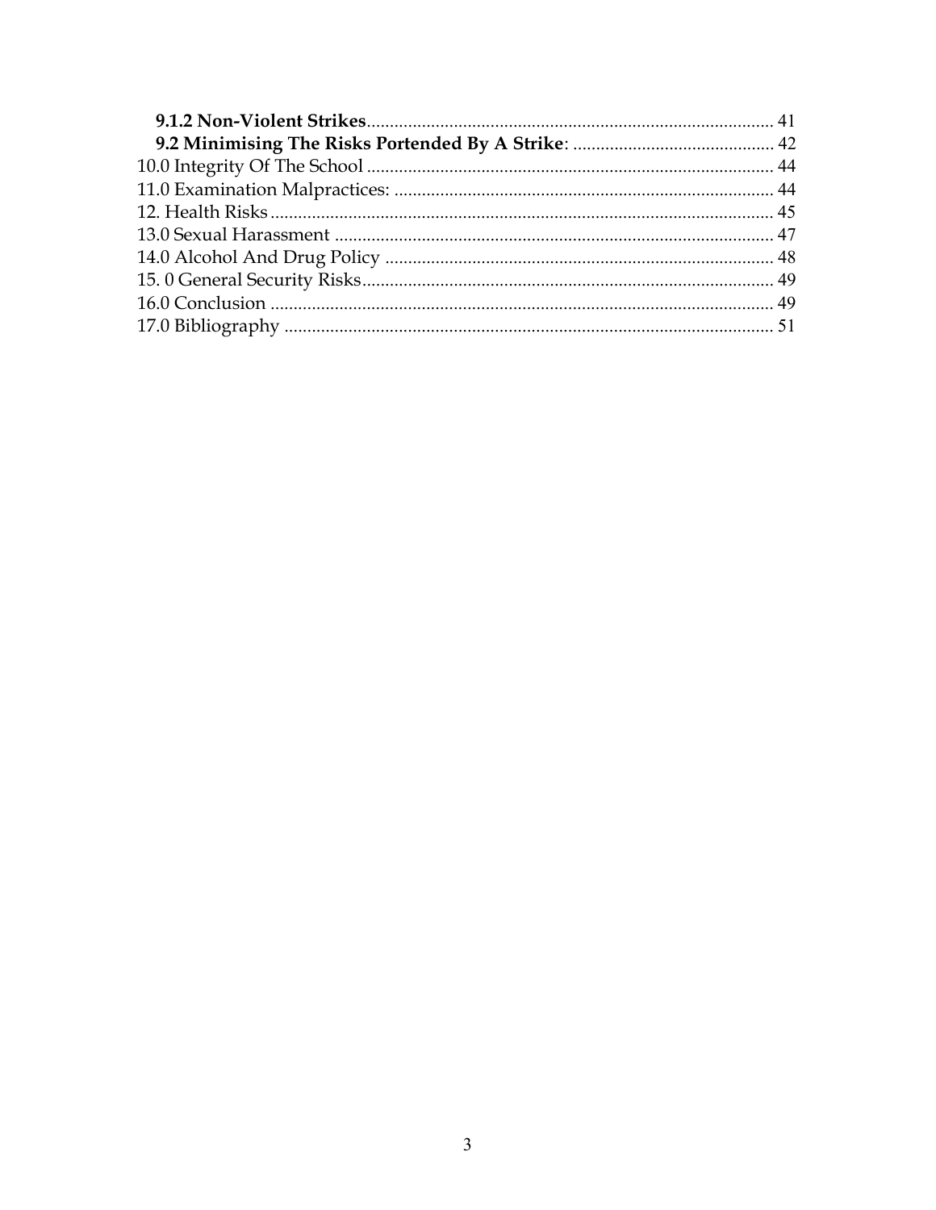**9.1.2 Non-Violent Strikes** ........................................ 41

**9.2 Minimising The Risks Portended By A Strike**: ........................................ 42

10.0 Integrity Of The School ........................................ 44

11.0 Examination Malpractices: ........................................ 44

12. Health Risks ........................................ 45

13.0 Sexual Harassment ........................................ 47

14.0 Alcohol And Drug Policy ........................................ 48

15. 0 General Security Risks ........................................ 49

16.0 Conclusion ........................................ 49

17.0 Bibliography ........................................ 51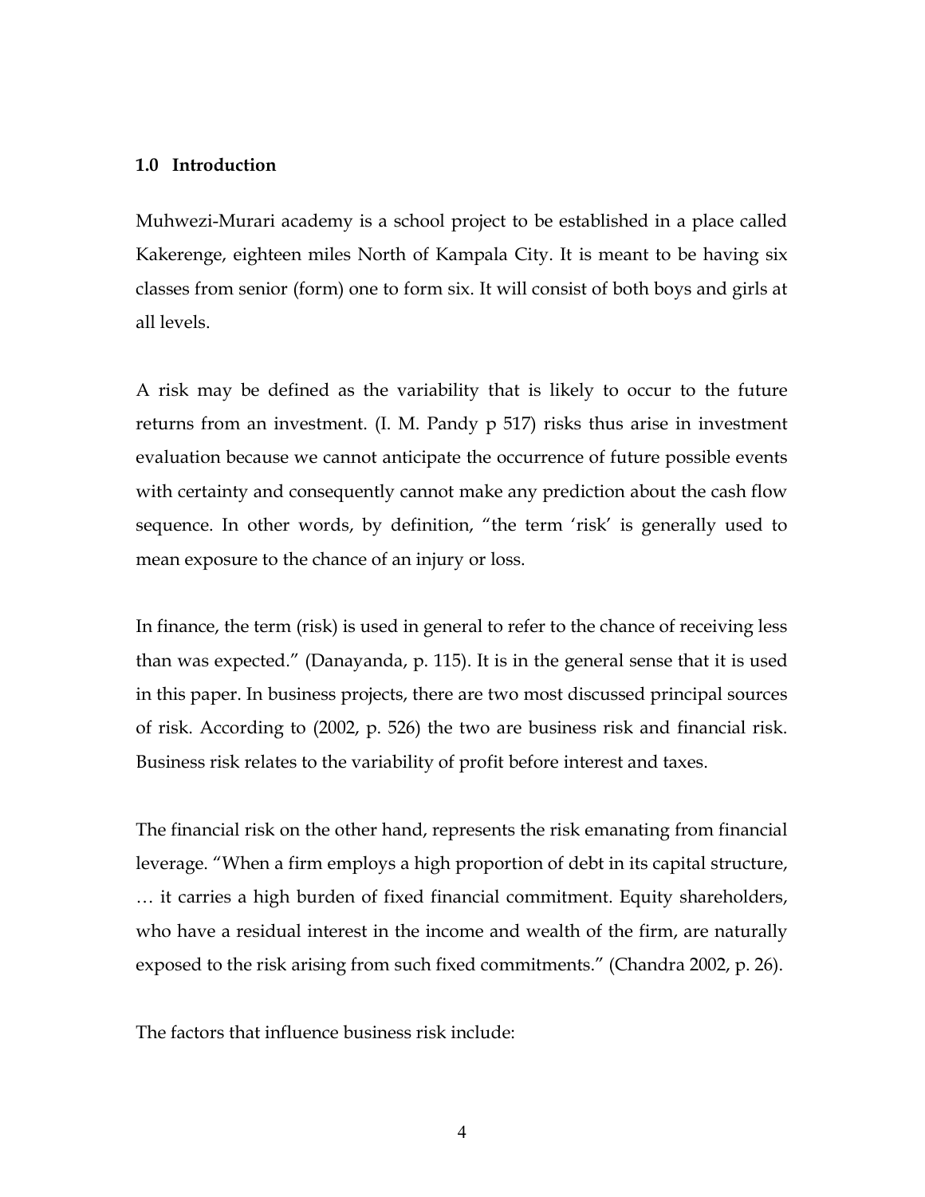## 1.0 Introduction

Muhwezi-Murari academy is a school project to be established in a place called Kakerenge, eighteen miles North of Kampala City. It is meant to be having six classes from senior (form) one to form six. It will consist of both boys and girls at all levels.

A risk may be defined as the variability that is likely to occur to the future returns from an investment. (I. M. Pandy p 517) risks thus arise in investment evaluation because we cannot anticipate the occurrence of future possible events with certainty and consequently cannot make any prediction about the cash flow sequence. In other words, by definition, "the term 'risk' is generally used to mean exposure to the chance of an injury or loss.

In finance, the term (risk) is used in general to refer to the chance of receiving less than was expected." (Danayanda, p. 115). It is in the general sense that it is used in this paper. In business projects, there are two most discussed principal sources of risk. According to (2002, p. 526) the two are business risk and financial risk. Business risk relates to the variability of profit before interest and taxes.

The financial risk on the other hand, represents the risk emanating from financial leverage. "When a firm employs a high proportion of debt in its capital structure, … it carries a high burden of fixed financial commitment. Equity shareholders, who have a residual interest in the income and wealth of the firm, are naturally exposed to the risk arising from such fixed commitments." (Chandra 2002, p. 26).

The factors that influence business risk include: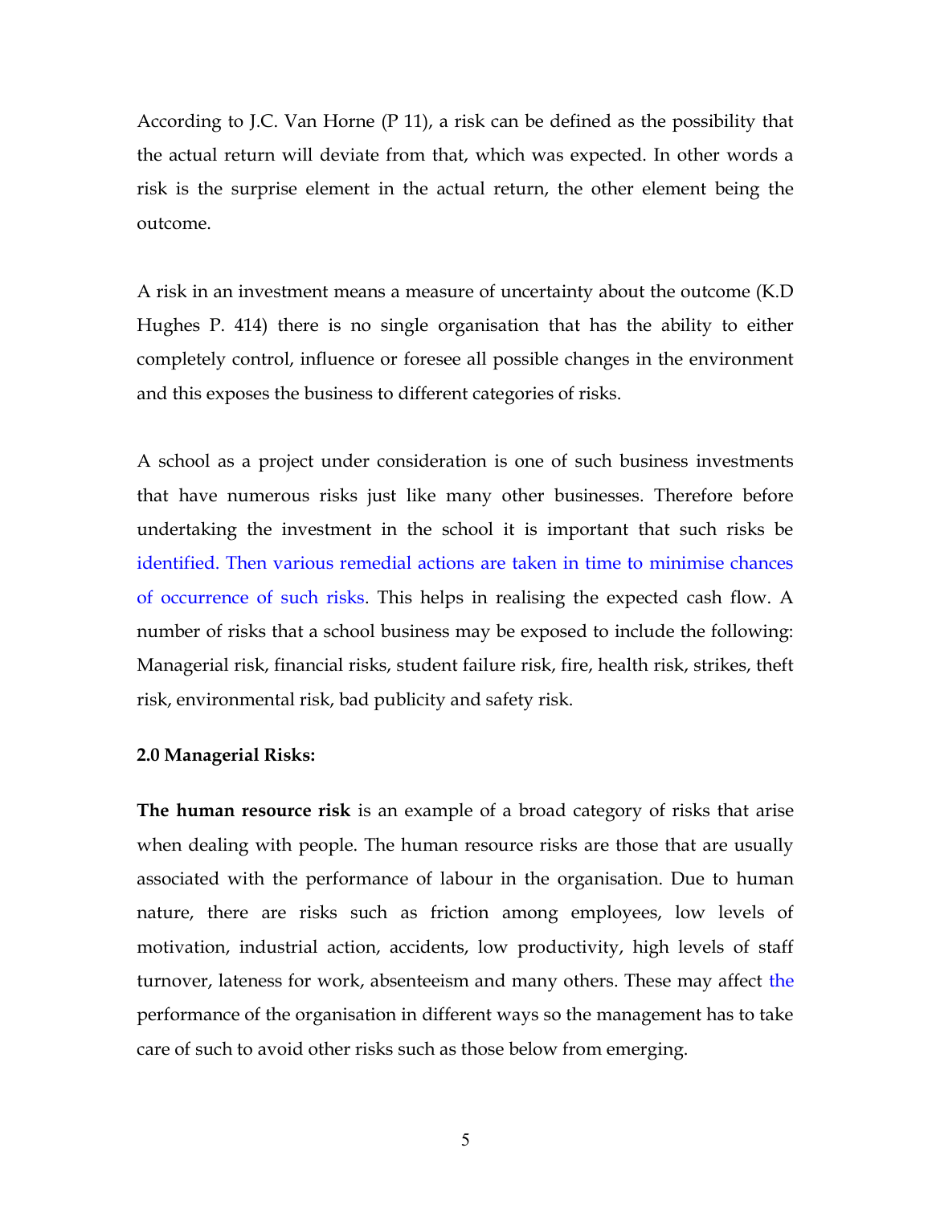According to J.C. Van Horne (P 11), a risk can be defined as the possibility that the actual return will deviate from that, which was expected. In other words a risk is the surprise element in the actual return, the other element being the outcome.

A risk in an investment means a measure of uncertainty about the outcome (K.D Hughes P. 414) there is no single organisation that has the ability to either completely control, influence or foresee all possible changes in the environment and this exposes the business to different categories of risks.

A school as a project under consideration is one of such business investments that have numerous risks just like many other businesses. Therefore before undertaking the investment in the school it is important that such risks be identified. Then various remedial actions are taken in time to minimise chances of occurrence of such risks. This helps in realising the expected cash flow. A number of risks that a school business may be exposed to include the following: Managerial risk, financial risks, student failure risk, fire, health risk, strikes, theft risk, environmental risk, bad publicity and safety risk.

**2.0 Managerial Risks:**

**The human resource risk** is an example of a broad category of risks that arise when dealing with people. The human resource risks are those that are usually associated with the performance of labour in the organisation. Due to human nature, there are risks such as friction among employees, low levels of motivation, industrial action, accidents, low productivity, high levels of staff turnover, lateness for work, absenteeism and many others. These may affect the performance of the organisation in different ways so the management has to take care of such to avoid other risks such as those below from emerging.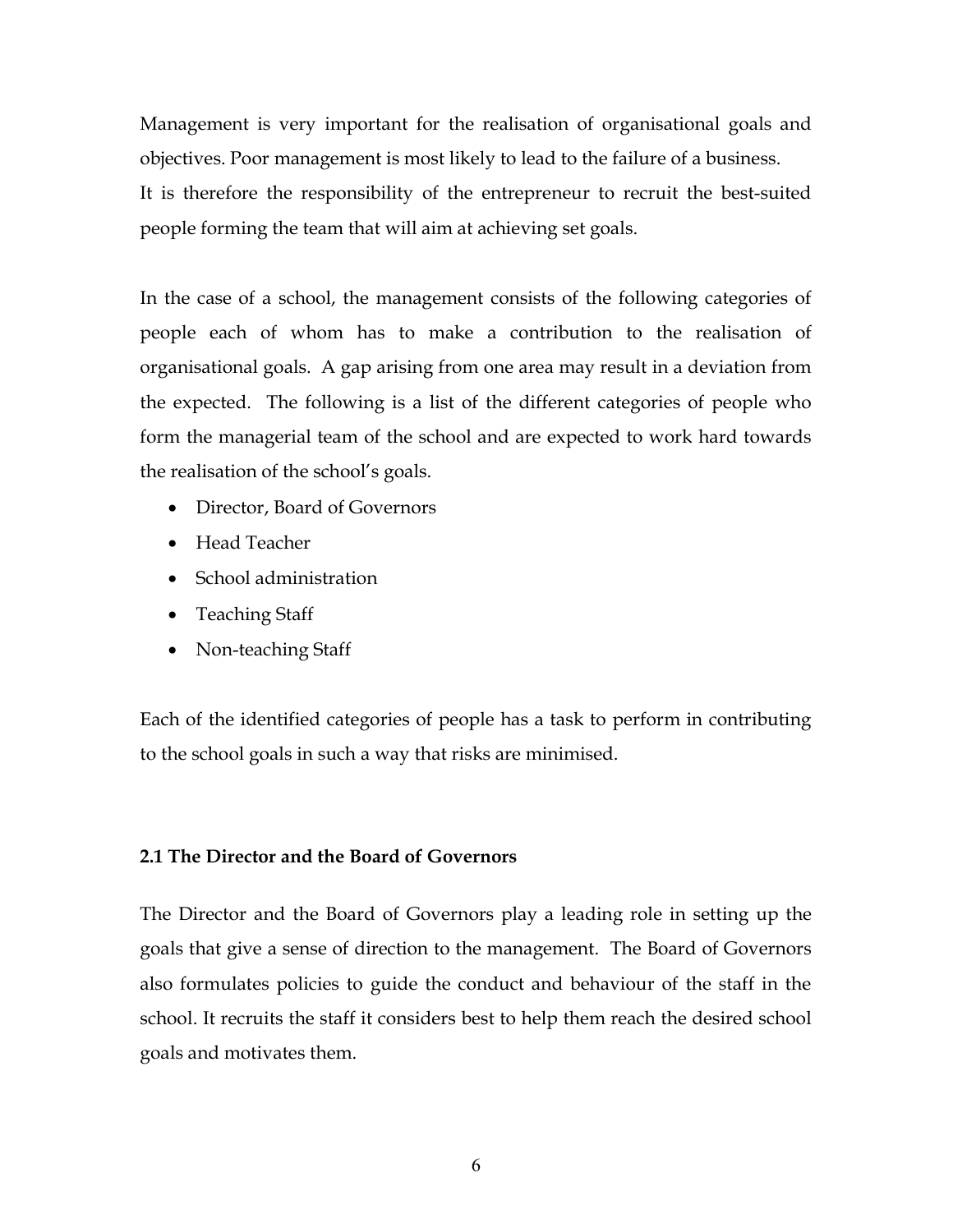Management is very important for the realisation of organisational goals and objectives. Poor management is most likely to lead to the failure of a business.
It is therefore the responsibility of the entrepreneur to recruit the best-suited people forming the team that will aim at achieving set goals.

In the case of a school, the management consists of the following categories of people each of whom has to make a contribution to the realisation of organisational goals. A gap arising from one area may result in a deviation from the expected. The following is a list of the different categories of people who form the managerial team of the school and are expected to work hard towards the realisation of the school's goals.

- Director, Board of Governors
- Head Teacher
- School administration
- Teaching Staff
- Non-teaching Staff

Each of the identified categories of people has a task to perform in contributing to the school goals in such a way that risks are minimised.

### 2.1 The Director and the Board of Governors

The Director and the Board of Governors play a leading role in setting up the goals that give a sense of direction to the management. The Board of Governors also formulates policies to guide the conduct and behaviour of the staff in the school. It recruits the staff it considers best to help them reach the desired school goals and motivates them.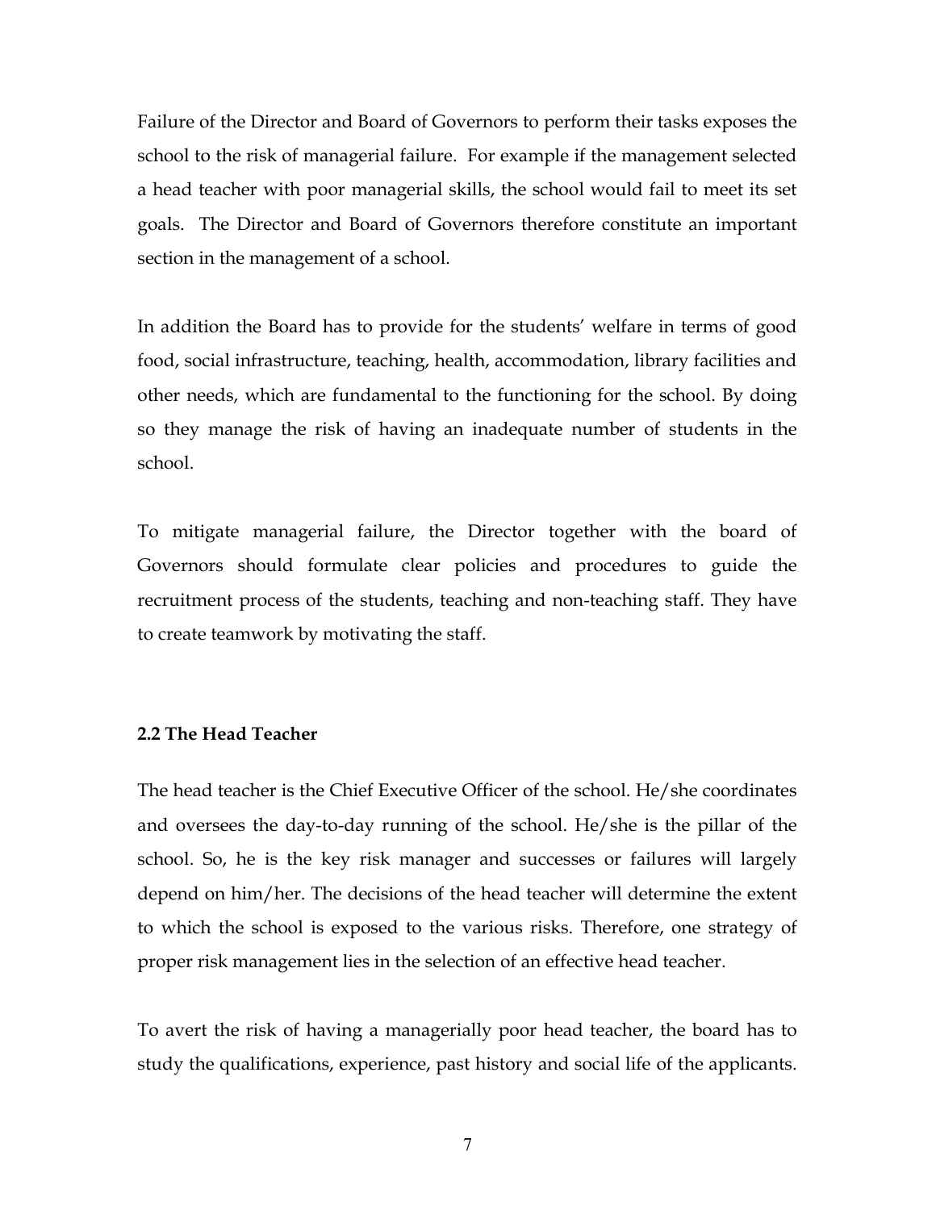Failure of the Director and Board of Governors to perform their tasks exposes the school to the risk of managerial failure. For example if the management selected a head teacher with poor managerial skills, the school would fail to meet its set goals. The Director and Board of Governors therefore constitute an important section in the management of a school.

In addition the Board has to provide for the students' welfare in terms of good food, social infrastructure, teaching, health, accommodation, library facilities and other needs, which are fundamental to the functioning for the school. By doing so they manage the risk of having an inadequate number of students in the school.

To mitigate managerial failure, the Director together with the board of Governors should formulate clear policies and procedures to guide the recruitment process of the students, teaching and non-teaching staff. They have to create teamwork by motivating the staff.

### 2.2 The Head Teacher

The head teacher is the Chief Executive Officer of the school. He/she coordinates and oversees the day-to-day running of the school. He/she is the pillar of the school. So, he is the key risk manager and successes or failures will largely depend on him/her. The decisions of the head teacher will determine the extent to which the school is exposed to the various risks. Therefore, one strategy of proper risk management lies in the selection of an effective head teacher.

To avert the risk of having a managerially poor head teacher, the board has to study the qualifications, experience, past history and social life of the applicants.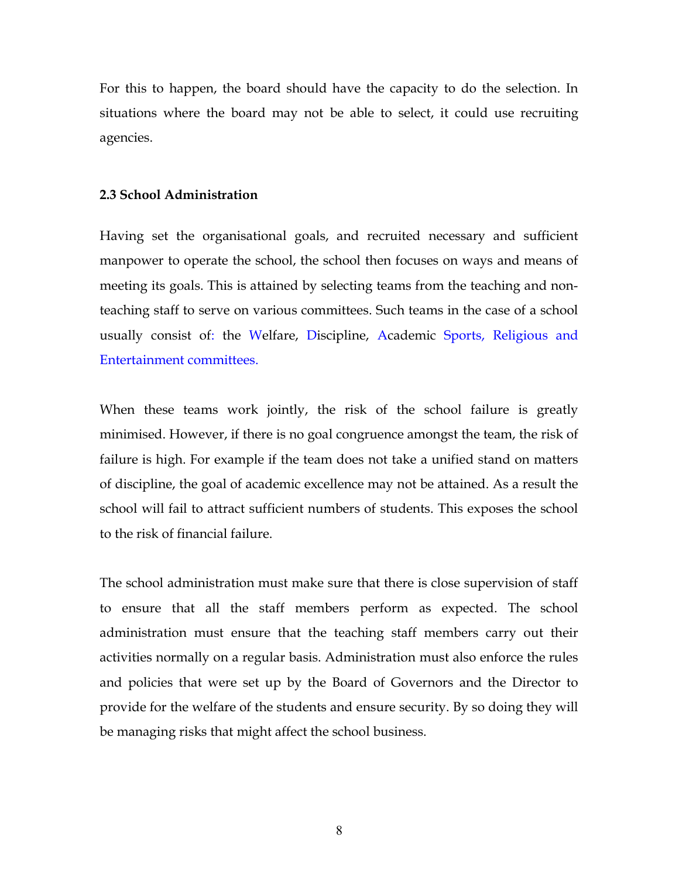For this to happen, the board should have the capacity to do the selection. In situations where the board may not be able to select, it could use recruiting agencies.

### 2.3 School Administration

Having set the organisational goals, and recruited necessary and sufficient manpower to operate the school, the school then focuses on ways and means of meeting its goals. This is attained by selecting teams from the teaching and non-teaching staff to serve on various committees. Such teams in the case of a school usually consist of: the Welfare, Discipline, Academic Sports, Religious and Entertainment committees.

When these teams work jointly, the risk of the school failure is greatly minimised. However, if there is no goal congruence amongst the team, the risk of failure is high. For example if the team does not take a unified stand on matters of discipline, the goal of academic excellence may not be attained. As a result the school will fail to attract sufficient numbers of students. This exposes the school to the risk of financial failure.

The school administration must make sure that there is close supervision of staff to ensure that all the staff members perform as expected. The school administration must ensure that the teaching staff members carry out their activities normally on a regular basis. Administration must also enforce the rules and policies that were set up by the Board of Governors and the Director to provide for the welfare of the students and ensure security. By so doing they will be managing risks that might affect the school business.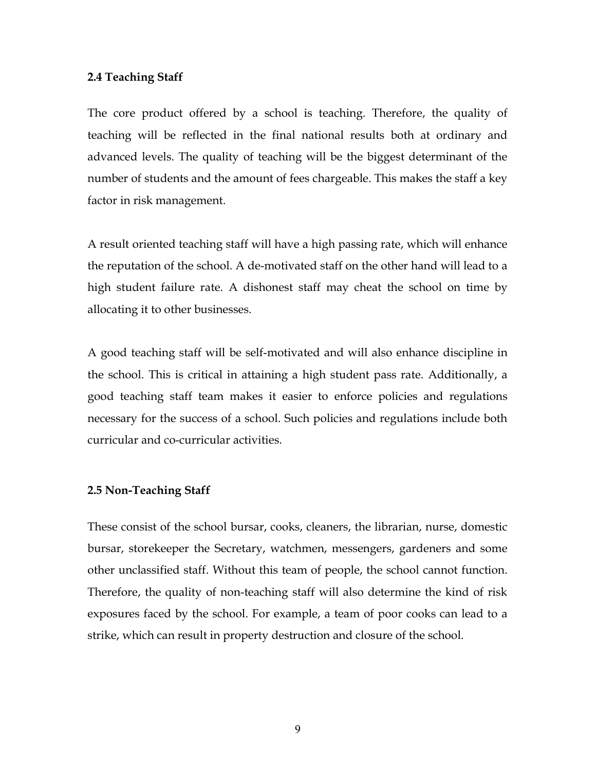### 2.4 Teaching Staff

The core product offered by a school is teaching. Therefore, the quality of teaching will be reflected in the final national results both at ordinary and advanced levels. The quality of teaching will be the biggest determinant of the number of students and the amount of fees chargeable. This makes the staff a key factor in risk management.

A result oriented teaching staff will have a high passing rate, which will enhance the reputation of the school. A de-motivated staff on the other hand will lead to a high student failure rate. A dishonest staff may cheat the school on time by allocating it to other businesses.

A good teaching staff will be self-motivated and will also enhance discipline in the school. This is critical in attaining a high student pass rate. Additionally, a good teaching staff team makes it easier to enforce policies and regulations necessary for the success of a school. Such policies and regulations include both curricular and co-curricular activities.

### 2.5 Non-Teaching Staff

These consist of the school bursar, cooks, cleaners, the librarian, nurse, domestic bursar, storekeeper the Secretary, watchmen, messengers, gardeners and some other unclassified staff. Without this team of people, the school cannot function. Therefore, the quality of non-teaching staff will also determine the kind of risk exposures faced by the school. For example, a team of poor cooks can lead to a strike, which can result in property destruction and closure of the school.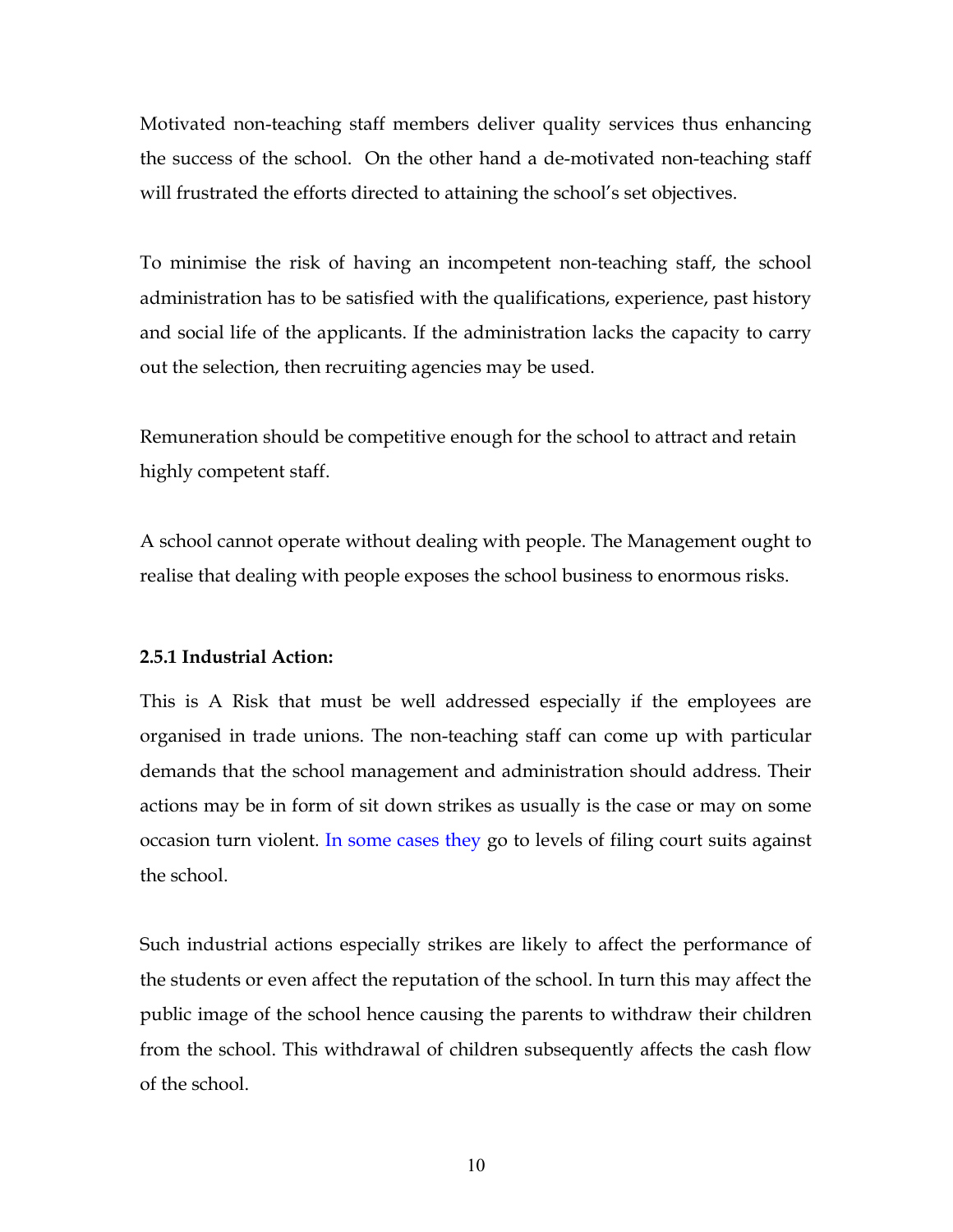Motivated non-teaching staff members deliver quality services thus enhancing the success of the school. On the other hand a de-motivated non-teaching staff will frustrated the efforts directed to attaining the school's set objectives.

To minimise the risk of having an incompetent non-teaching staff, the school administration has to be satisfied with the qualifications, experience, past history and social life of the applicants. If the administration lacks the capacity to carry out the selection, then recruiting agencies may be used.

Remuneration should be competitive enough for the school to attract and retain highly competent staff.

A school cannot operate without dealing with people. The Management ought to realise that dealing with people exposes the school business to enormous risks.

**2.5.1 Industrial Action:**

This is A Risk that must be well addressed especially if the employees are organised in trade unions. The non-teaching staff can come up with particular demands that the school management and administration should address. Their actions may be in form of sit down strikes as usually is the case or may on some occasion turn violent. In some cases they go to levels of filing court suits against the school.

Such industrial actions especially strikes are likely to affect the performance of the students or even affect the reputation of the school. In turn this may affect the public image of the school hence causing the parents to withdraw their children from the school. This withdrawal of children subsequently affects the cash flow of the school.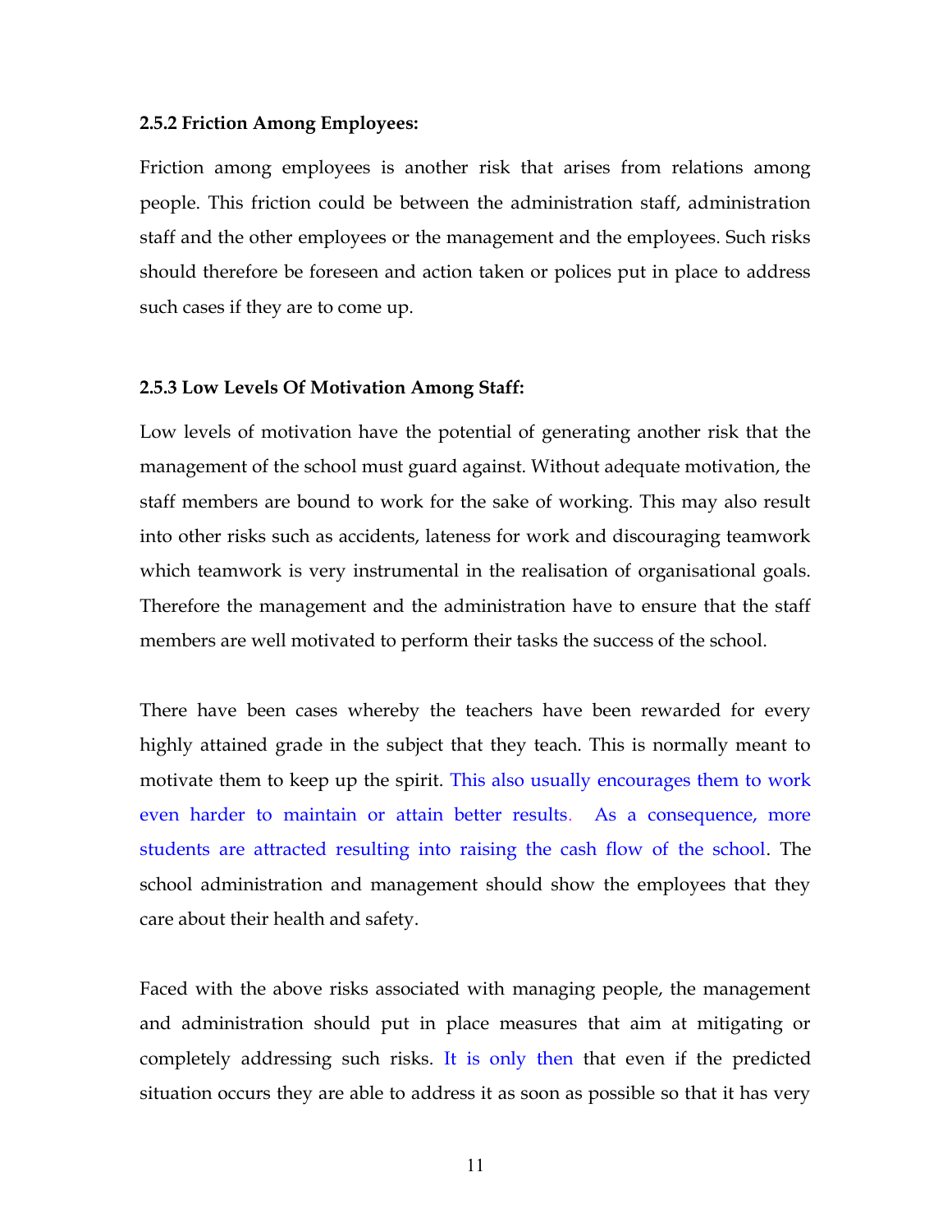### 2.5.2 Friction Among Employees:

Friction among employees is another risk that arises from relations among people. This friction could be between the administration staff, administration staff and the other employees or the management and the employees. Such risks should therefore be foreseen and action taken or polices put in place to address such cases if they are to come up.

### 2.5.3 Low Levels Of Motivation Among Staff:

Low levels of motivation have the potential of generating another risk that the management of the school must guard against. Without adequate motivation, the staff members are bound to work for the sake of working. This may also result into other risks such as accidents, lateness for work and discouraging teamwork which teamwork is very instrumental in the realisation of organisational goals. Therefore the management and the administration have to ensure that the staff members are well motivated to perform their tasks the success of the school.

There have been cases whereby the teachers have been rewarded for every highly attained grade in the subject that they teach. This is normally meant to motivate them to keep up the spirit. This also usually encourages them to work even harder to maintain or attain better results. As a consequence, more students are attracted resulting into raising the cash flow of the school. The school administration and management should show the employees that they care about their health and safety.

Faced with the above risks associated with managing people, the management and administration should put in place measures that aim at mitigating or completely addressing such risks. It is only then that even if the predicted situation occurs they are able to address it as soon as possible so that it has very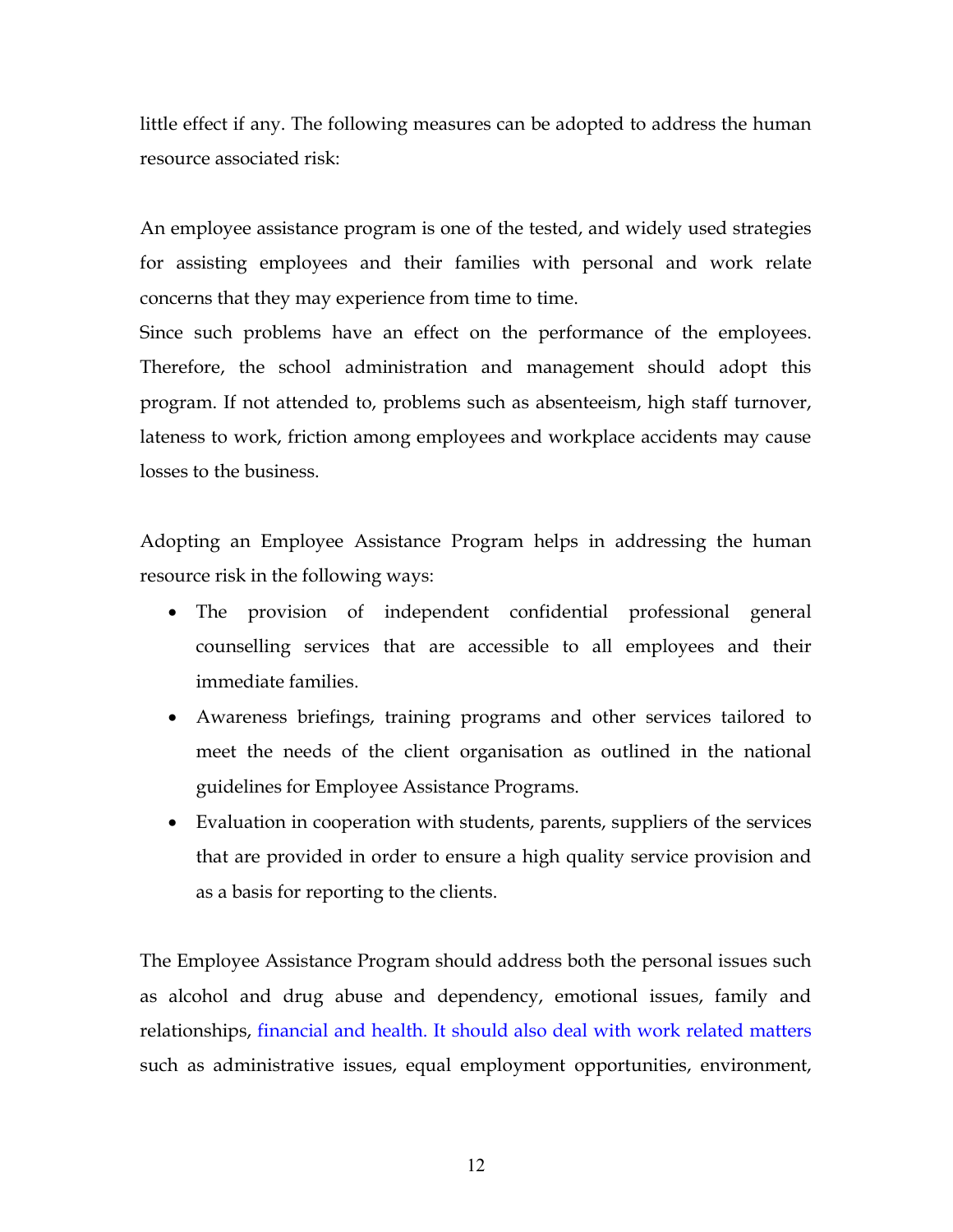little effect if any. The following measures can be adopted to address the human resource associated risk:

An employee assistance program is one of the tested, and widely used strategies for assisting employees and their families with personal and work relate concerns that they may experience from time to time.
Since such problems have an effect on the performance of the employees. Therefore, the school administration and management should adopt this program. If not attended to, problems such as absenteeism, high staff turnover, lateness to work, friction among employees and workplace accidents may cause losses to the business.

Adopting an Employee Assistance Program helps in addressing the human resource risk in the following ways:

- The provision of independent confidential professional general counselling services that are accessible to all employees and their immediate families.
- Awareness briefings, training programs and other services tailored to meet the needs of the client organisation as outlined in the national guidelines for Employee Assistance Programs.
- Evaluation in cooperation with students, parents, suppliers of the services that are provided in order to ensure a high quality service provision and as a basis for reporting to the clients.

The Employee Assistance Program should address both the personal issues such as alcohol and drug abuse and dependency, emotional issues, family and relationships, financial and health. It should also deal with work related matters such as administrative issues, equal employment opportunities, environment,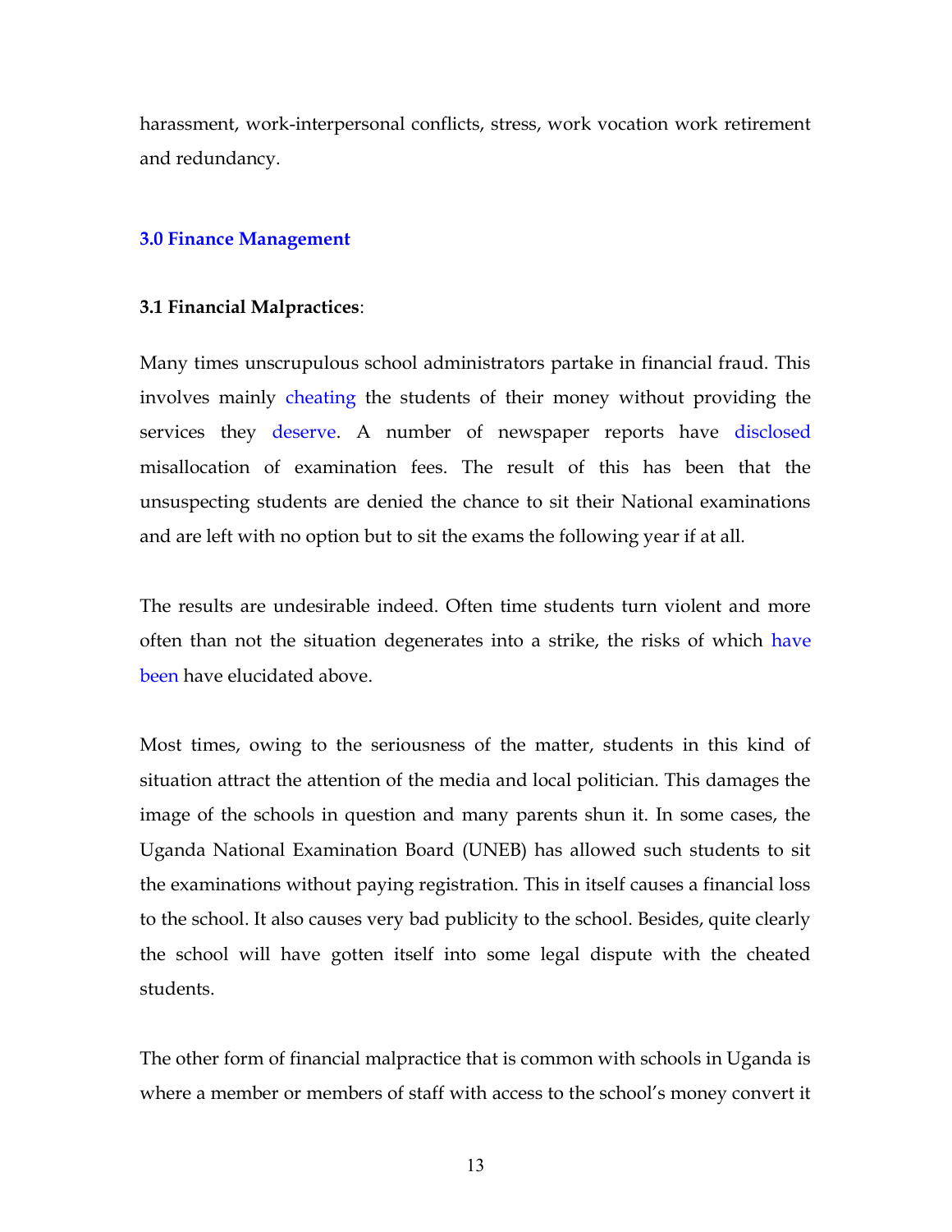harassment, work-interpersonal conflicts, stress, work vocation work retirement and redundancy.

## 3.0 Finance Management

### 3.1 Financial Malpractices:

Many times unscrupulous school administrators partake in financial fraud. This involves mainly cheating the students of their money without providing the services they deserve. A number of newspaper reports have disclosed misallocation of examination fees. The result of this has been that the unsuspecting students are denied the chance to sit their National examinations and are left with no option but to sit the exams the following year if at all.

The results are undesirable indeed. Often time students turn violent and more often than not the situation degenerates into a strike, the risks of which have been have elucidated above.

Most times, owing to the seriousness of the matter, students in this kind of situation attract the attention of the media and local politician. This damages the image of the schools in question and many parents shun it. In some cases, the Uganda National Examination Board (UNEB) has allowed such students to sit the examinations without paying registration. This in itself causes a financial loss to the school. It also causes very bad publicity to the school. Besides, quite clearly the school will have gotten itself into some legal dispute with the cheated students.

The other form of financial malpractice that is common with schools in Uganda is where a member or members of staff with access to the school's money convert it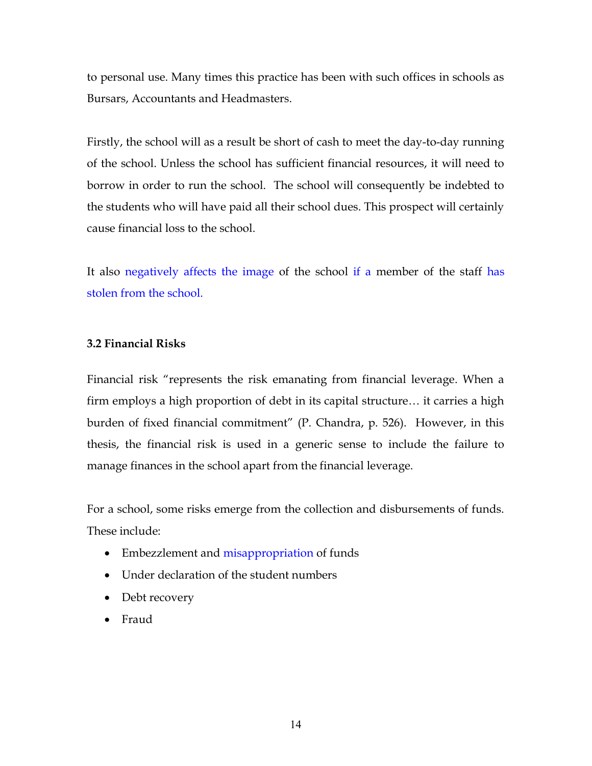to personal use. Many times this practice has been with such offices in schools as Bursars, Accountants and Headmasters.

Firstly, the school will as a result be short of cash to meet the day-to-day running of the school. Unless the school has sufficient financial resources, it will need to borrow in order to run the school. The school will consequently be indebted to the students who will have paid all their school dues. This prospect will certainly cause financial loss to the school.

It also negatively affects the image of the school if a member of the staff has stolen from the school.

### 3.2 Financial Risks

Financial risk "represents the risk emanating from financial leverage. When a firm employs a high proportion of debt in its capital structure… it carries a high burden of fixed financial commitment" (P. Chandra, p. 526). However, in this thesis, the financial risk is used in a generic sense to include the failure to manage finances in the school apart from the financial leverage.

For a school, some risks emerge from the collection and disbursements of funds. These include:

- Embezzlement and misappropriation of funds
- Under declaration of the student numbers
- Debt recovery
- Fraud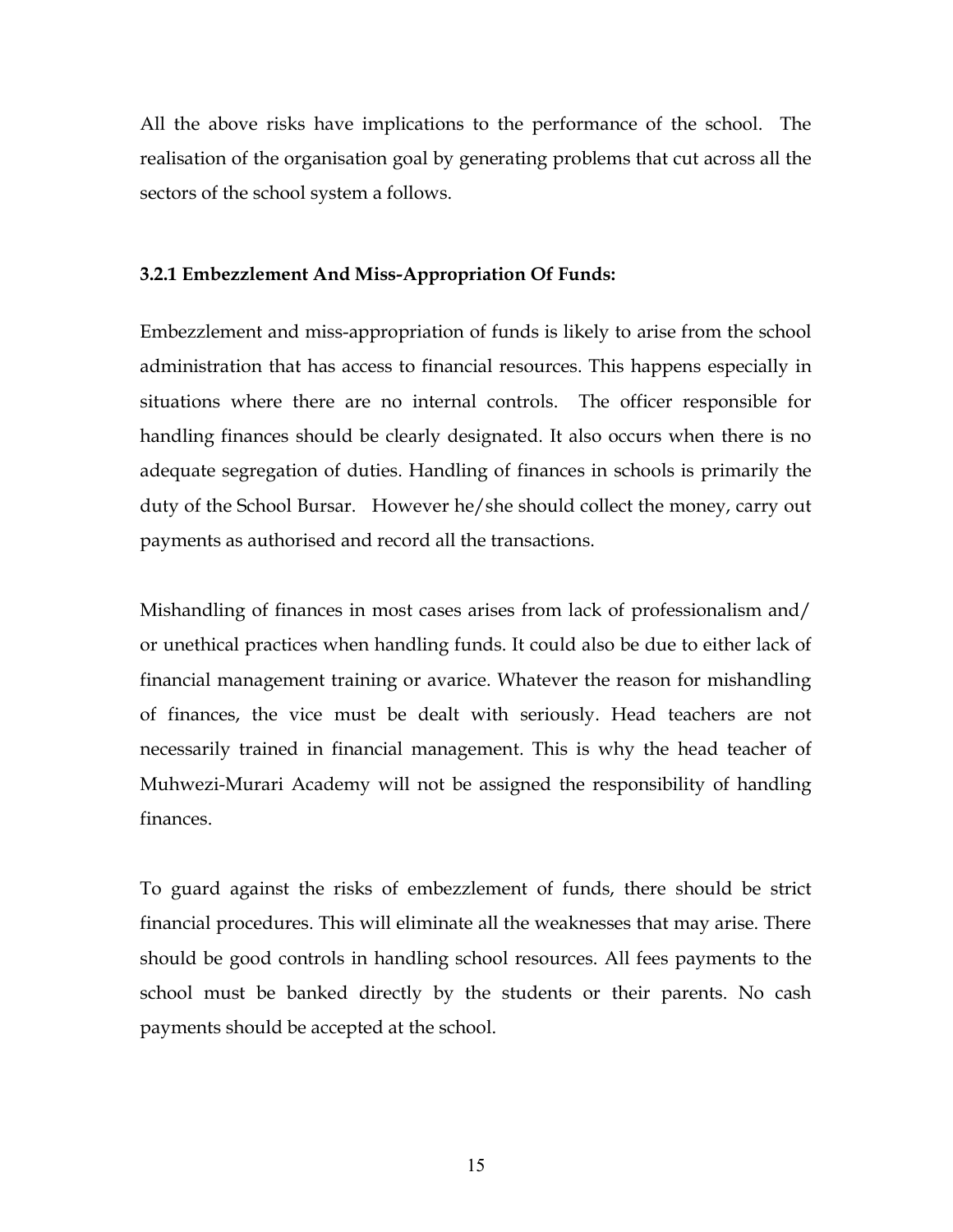All the above risks have implications to the performance of the school. The realisation of the organisation goal by generating problems that cut across all the sectors of the school system a follows.

### 3.2.1 Embezzlement And Miss-Appropriation Of Funds:

Embezzlement and miss-appropriation of funds is likely to arise from the school administration that has access to financial resources. This happens especially in situations where there are no internal controls. The officer responsible for handling finances should be clearly designated. It also occurs when there is no adequate segregation of duties. Handling of finances in schools is primarily the duty of the School Bursar. However he/she should collect the money, carry out payments as authorised and record all the transactions.

Mishandling of finances in most cases arises from lack of professionalism and/ or unethical practices when handling funds. It could also be due to either lack of financial management training or avarice. Whatever the reason for mishandling of finances, the vice must be dealt with seriously. Head teachers are not necessarily trained in financial management. This is why the head teacher of Muhwezi-Murari Academy will not be assigned the responsibility of handling finances.

To guard against the risks of embezzlement of funds, there should be strict financial procedures. This will eliminate all the weaknesses that may arise. There should be good controls in handling school resources. All fees payments to the school must be banked directly by the students or their parents. No cash payments should be accepted at the school.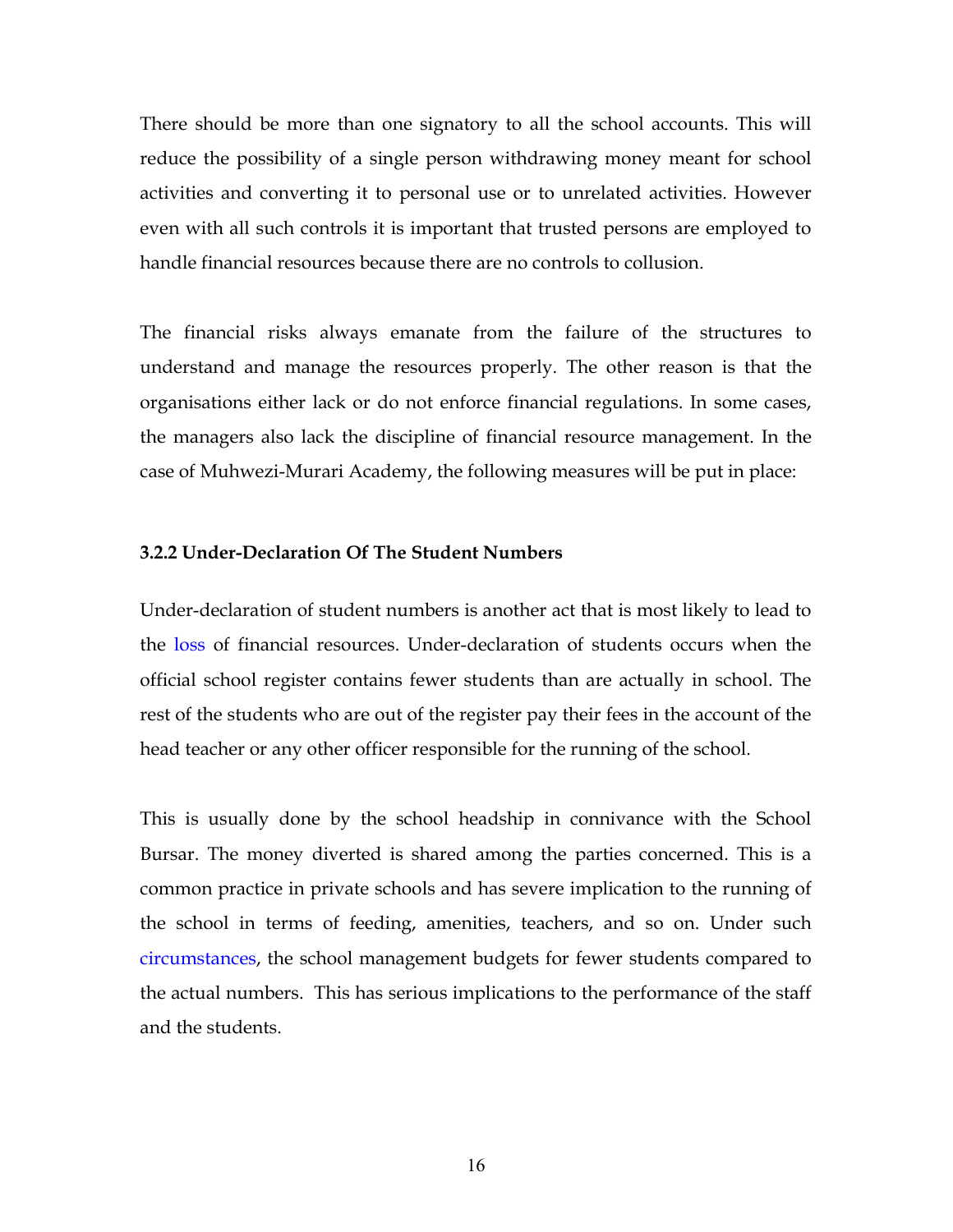There should be more than one signatory to all the school accounts. This will reduce the possibility of a single person withdrawing money meant for school activities and converting it to personal use or to unrelated activities. However even with all such controls it is important that trusted persons are employed to handle financial resources because there are no controls to collusion.

The financial risks always emanate from the failure of the structures to understand and manage the resources properly. The other reason is that the organisations either lack or do not enforce financial regulations. In some cases, the managers also lack the discipline of financial resource management. In the case of Muhwezi-Murari Academy, the following measures will be put in place:

### 3.2.2 Under-Declaration Of The Student Numbers

Under-declaration of student numbers is another act that is most likely to lead to the loss of financial resources. Under-declaration of students occurs when the official school register contains fewer students than are actually in school. The rest of the students who are out of the register pay their fees in the account of the head teacher or any other officer responsible for the running of the school.

This is usually done by the school headship in connivance with the School Bursar. The money diverted is shared among the parties concerned. This is a common practice in private schools and has severe implication to the running of the school in terms of feeding, amenities, teachers, and so on. Under such circumstances, the school management budgets for fewer students compared to the actual numbers. This has serious implications to the performance of the staff and the students.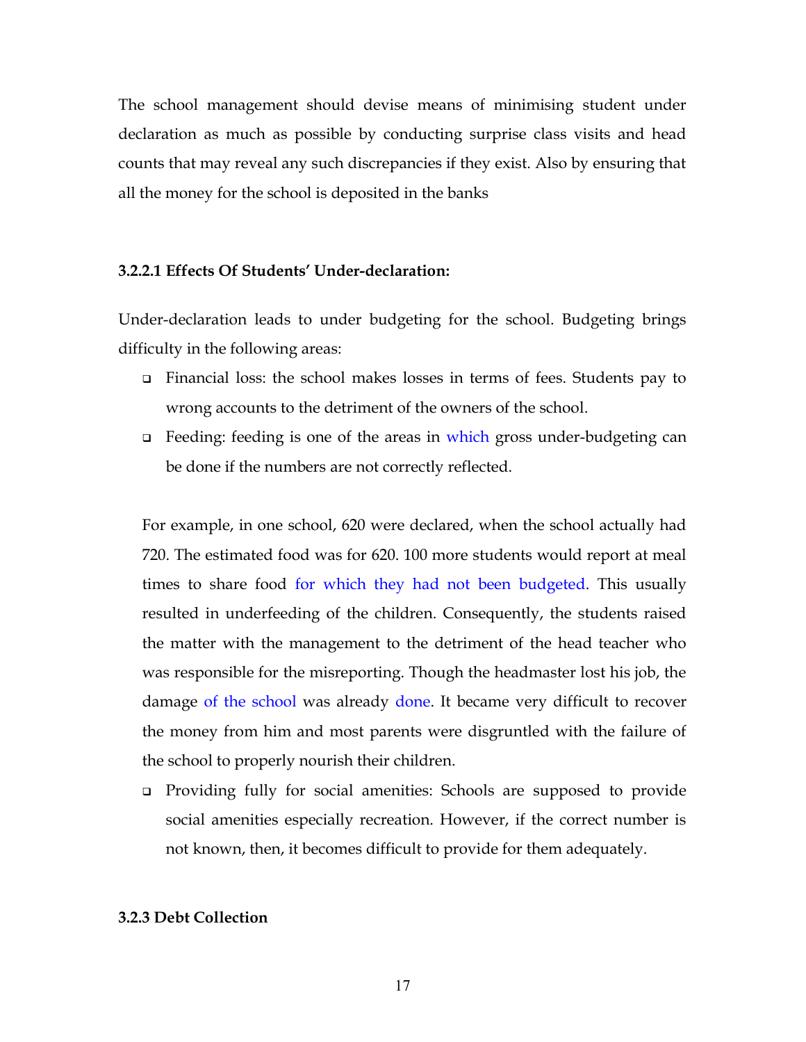The school management should devise means of minimising student under declaration as much as possible by conducting surprise class visits and head counts that may reveal any such discrepancies if they exist. Also by ensuring that all the money for the school is deposited in the banks

#### 3.2.2.1 Effects Of Students' Under-declaration:

Under-declaration leads to under budgeting for the school. Budgeting brings difficulty in the following areas:

- Financial loss: the school makes losses in terms of fees. Students pay to wrong accounts to the detriment of the owners of the school.
- Feeding: feeding is one of the areas in which gross under-budgeting can be done if the numbers are not correctly reflected.

For example, in one school, 620 were declared, when the school actually had 720. The estimated food was for 620. 100 more students would report at meal times to share food for which they had not been budgeted. This usually resulted in underfeeding of the children. Consequently, the students raised the matter with the management to the detriment of the head teacher who was responsible for the misreporting. Though the headmaster lost his job, the damage of the school was already done. It became very difficult to recover the money from him and most parents were disgruntled with the failure of the school to properly nourish their children.

- Providing fully for social amenities: Schools are supposed to provide social amenities especially recreation. However, if the correct number is not known, then, it becomes difficult to provide for them adequately.

### 3.2.3 Debt Collection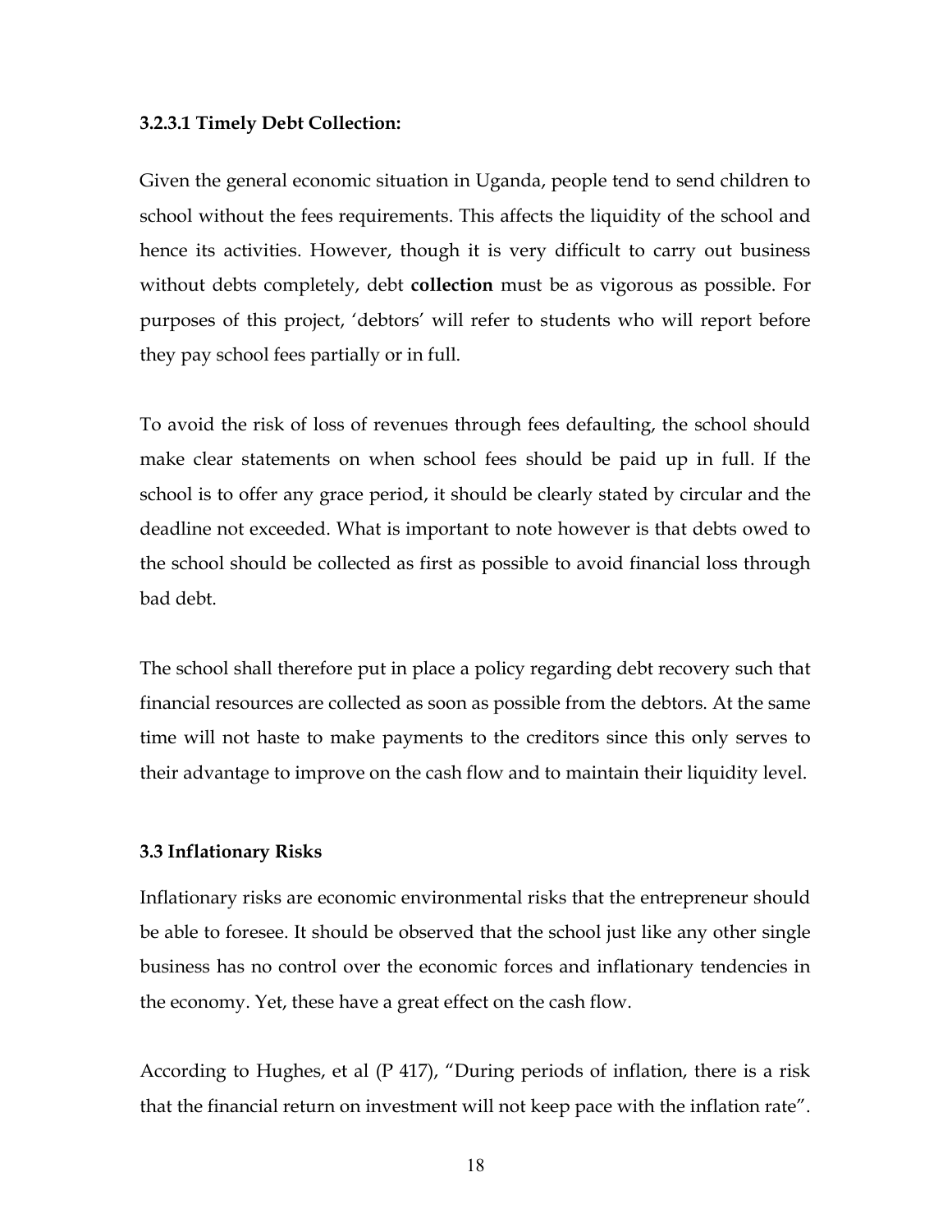#### 3.2.3.1 Timely Debt Collection:

Given the general economic situation in Uganda, people tend to send children to school without the fees requirements. This affects the liquidity of the school and hence its activities. However, though it is very difficult to carry out business without debts completely, debt **collection** must be as vigorous as possible. For purposes of this project, 'debtors' will refer to students who will report before they pay school fees partially or in full.

To avoid the risk of loss of revenues through fees defaulting, the school should make clear statements on when school fees should be paid up in full. If the school is to offer any grace period, it should be clearly stated by circular and the deadline not exceeded. What is important to note however is that debts owed to the school should be collected as first as possible to avoid financial loss through bad debt.

The school shall therefore put in place a policy regarding debt recovery such that financial resources are collected as soon as possible from the debtors. At the same time will not haste to make payments to the creditors since this only serves to their advantage to improve on the cash flow and to maintain their liquidity level.

### 3.3 Inflationary Risks

Inflationary risks are economic environmental risks that the entrepreneur should be able to foresee. It should be observed that the school just like any other single business has no control over the economic forces and inflationary tendencies in the economy. Yet, these have a great effect on the cash flow.

According to Hughes, et al (P 417), "During periods of inflation, there is a risk that the financial return on investment will not keep pace with the inflation rate".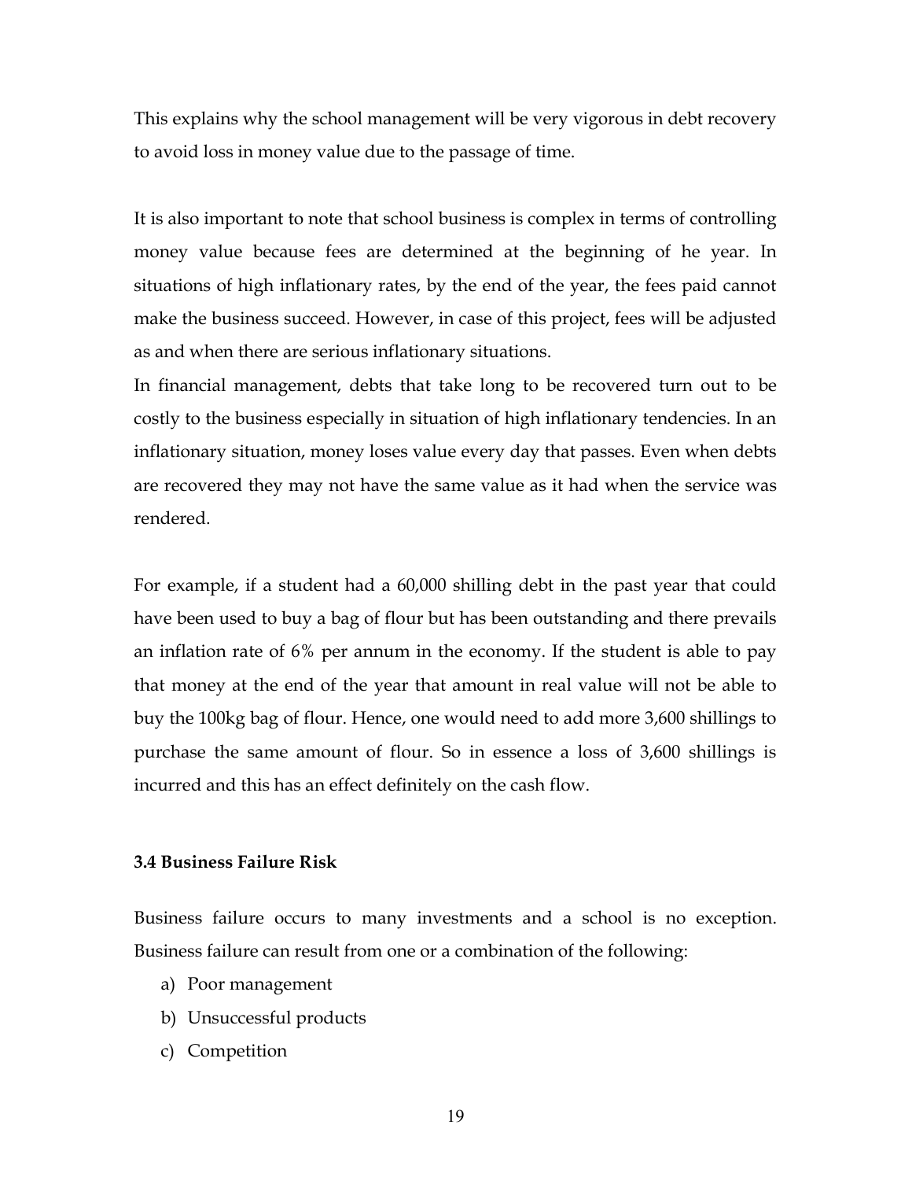This explains why the school management will be very vigorous in debt recovery to avoid loss in money value due to the passage of time.

It is also important to note that school business is complex in terms of controlling money value because fees are determined at the beginning of he year. In situations of high inflationary rates, by the end of the year, the fees paid cannot make the business succeed. However, in case of this project, fees will be adjusted as and when there are serious inflationary situations.

In financial management, debts that take long to be recovered turn out to be costly to the business especially in situation of high inflationary tendencies. In an inflationary situation, money loses value every day that passes. Even when debts are recovered they may not have the same value as it had when the service was rendered.

For example, if a student had a 60,000 shilling debt in the past year that could have been used to buy a bag of flour but has been outstanding and there prevails an inflation rate of 6% per annum in the economy. If the student is able to pay that money at the end of the year that amount in real value will not be able to buy the 100kg bag of flour. Hence, one would need to add more 3,600 shillings to purchase the same amount of flour. So in essence a loss of 3,600 shillings is incurred and this has an effect definitely on the cash flow.

### 3.4 Business Failure Risk

Business failure occurs to many investments and a school is no exception. Business failure can result from one or a combination of the following:

a) Poor management
b) Unsuccessful products
c) Competition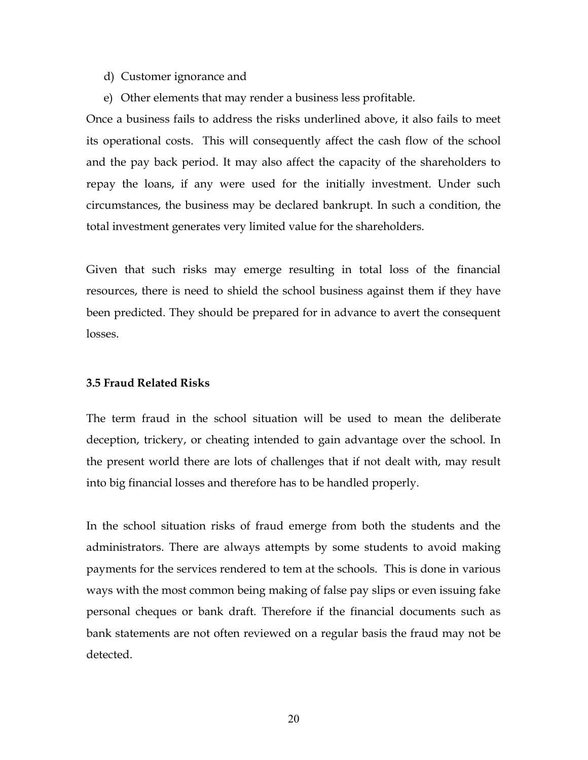d) Customer ignorance and

e) Other elements that may render a business less profitable.

Once a business fails to address the risks underlined above, it also fails to meet its operational costs. This will consequently affect the cash flow of the school and the pay back period. It may also affect the capacity of the shareholders to repay the loans, if any were used for the initially investment. Under such circumstances, the business may be declared bankrupt. In such a condition, the total investment generates very limited value for the shareholders.

Given that such risks may emerge resulting in total loss of the financial resources, there is need to shield the school business against them if they have been predicted. They should be prepared for in advance to avert the consequent losses.

### 3.5 Fraud Related Risks

The term fraud in the school situation will be used to mean the deliberate deception, trickery, or cheating intended to gain advantage over the school. In the present world there are lots of challenges that if not dealt with, may result into big financial losses and therefore has to be handled properly.

In the school situation risks of fraud emerge from both the students and the administrators. There are always attempts by some students to avoid making payments for the services rendered to tem at the schools. This is done in various ways with the most common being making of false pay slips or even issuing fake personal cheques or bank draft. Therefore if the financial documents such as bank statements are not often reviewed on a regular basis the fraud may not be detected.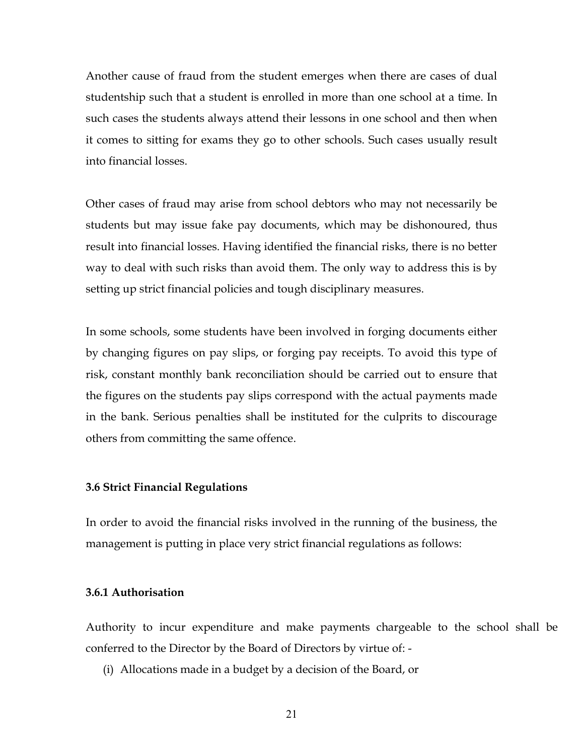Another cause of fraud from the student emerges when there are cases of dual studentship such that a student is enrolled in more than one school at a time. In such cases the students always attend their lessons in one school and then when it comes to sitting for exams they go to other schools. Such cases usually result into financial losses.

Other cases of fraud may arise from school debtors who may not necessarily be students but may issue fake pay documents, which may be dishonoured, thus result into financial losses. Having identified the financial risks, there is no better way to deal with such risks than avoid them. The only way to address this is by setting up strict financial policies and tough disciplinary measures.

In some schools, some students have been involved in forging documents either by changing figures on pay slips, or forging pay receipts. To avoid this type of risk, constant monthly bank reconciliation should be carried out to ensure that the figures on the students pay slips correspond with the actual payments made in the bank. Serious penalties shall be instituted for the culprits to discourage others from committing the same offence.

### 3.6 Strict Financial Regulations

In order to avoid the financial risks involved in the running of the business, the management is putting in place very strict financial regulations as follows:

#### 3.6.1 Authorisation

Authority to incur expenditure and make payments chargeable to the school shall be conferred to the Director by the Board of Directors by virtue of: -

(i) Allocations made in a budget by a decision of the Board, or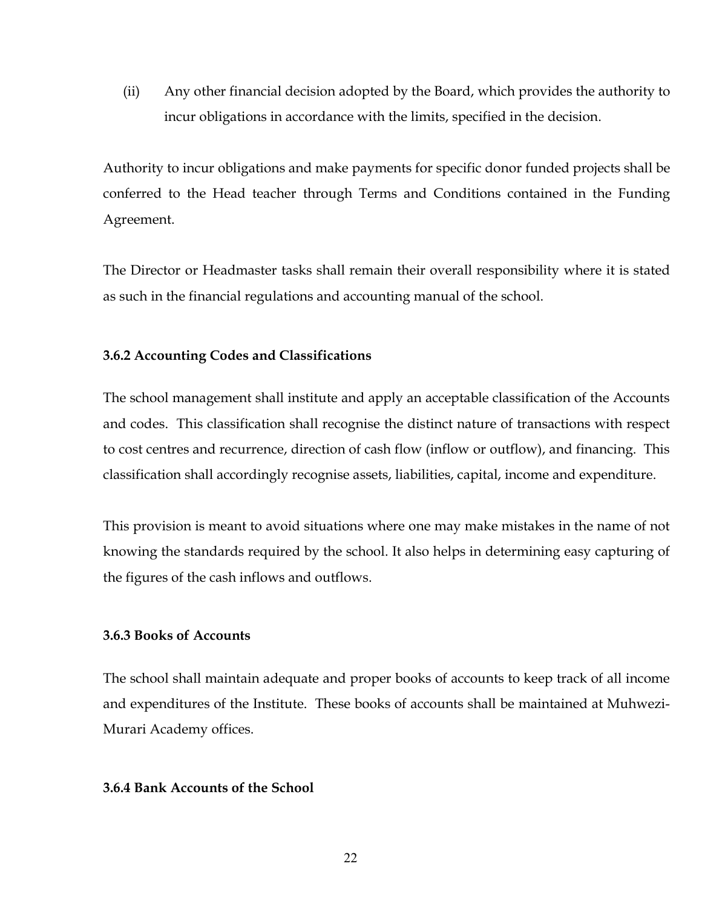(ii) Any other financial decision adopted by the Board, which provides the authority to incur obligations in accordance with the limits, specified in the decision.

Authority to incur obligations and make payments for specific donor funded projects shall be conferred to the Head teacher through Terms and Conditions contained in the Funding Agreement.

The Director or Headmaster tasks shall remain their overall responsibility where it is stated as such in the financial regulations and accounting manual of the school.

**3.6.2 Accounting Codes and Classifications**

The school management shall institute and apply an acceptable classification of the Accounts and codes. This classification shall recognise the distinct nature of transactions with respect to cost centres and recurrence, direction of cash flow (inflow or outflow), and financing. This classification shall accordingly recognise assets, liabilities, capital, income and expenditure.

This provision is meant to avoid situations where one may make mistakes in the name of not knowing the standards required by the school. It also helps in determining easy capturing of the figures of the cash inflows and outflows.

**3.6.3 Books of Accounts**

The school shall maintain adequate and proper books of accounts to keep track of all income and expenditures of the Institute. These books of accounts shall be maintained at Muhwezi-Murari Academy offices.

**3.6.4 Bank Accounts of the School**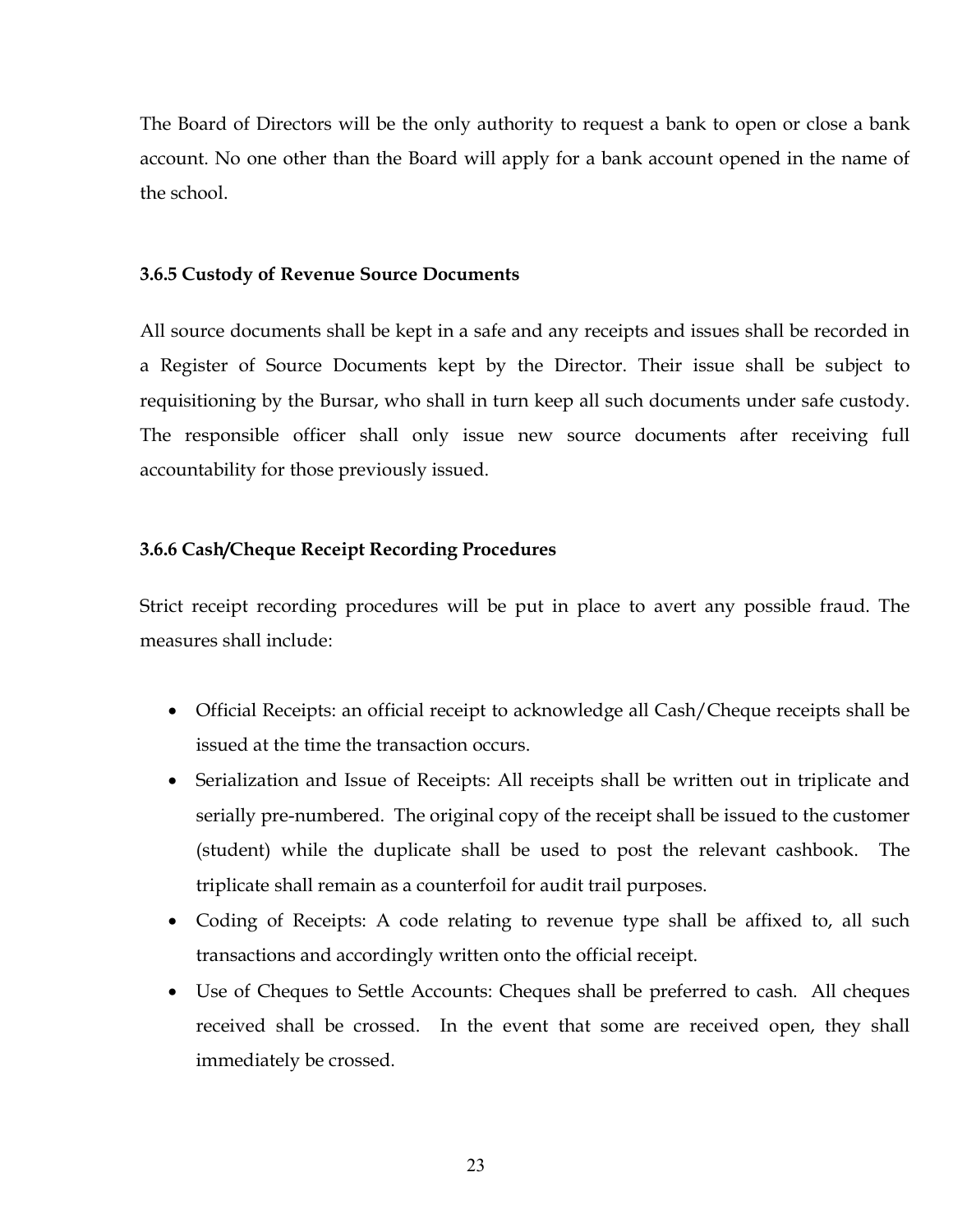The Board of Directors will be the only authority to request a bank to open or close a bank account. No one other than the Board will apply for a bank account opened in the name of the school.

### 3.6.5 Custody of Revenue Source Documents

All source documents shall be kept in a safe and any receipts and issues shall be recorded in a Register of Source Documents kept by the Director. Their issue shall be subject to requisitioning by the Bursar, who shall in turn keep all such documents under safe custody. The responsible officer shall only issue new source documents after receiving full accountability for those previously issued.

### 3.6.6 Cash/Cheque Receipt Recording Procedures

Strict receipt recording procedures will be put in place to avert any possible fraud. The measures shall include:

- Official Receipts: an official receipt to acknowledge all Cash/Cheque receipts shall be issued at the time the transaction occurs.
- Serialization and Issue of Receipts: All receipts shall be written out in triplicate and serially pre-numbered. The original copy of the receipt shall be issued to the customer (student) while the duplicate shall be used to post the relevant cashbook. The triplicate shall remain as a counterfoil for audit trail purposes.
- Coding of Receipts: A code relating to revenue type shall be affixed to, all such transactions and accordingly written onto the official receipt.
- Use of Cheques to Settle Accounts: Cheques shall be preferred to cash. All cheques received shall be crossed. In the event that some are received open, they shall immediately be crossed.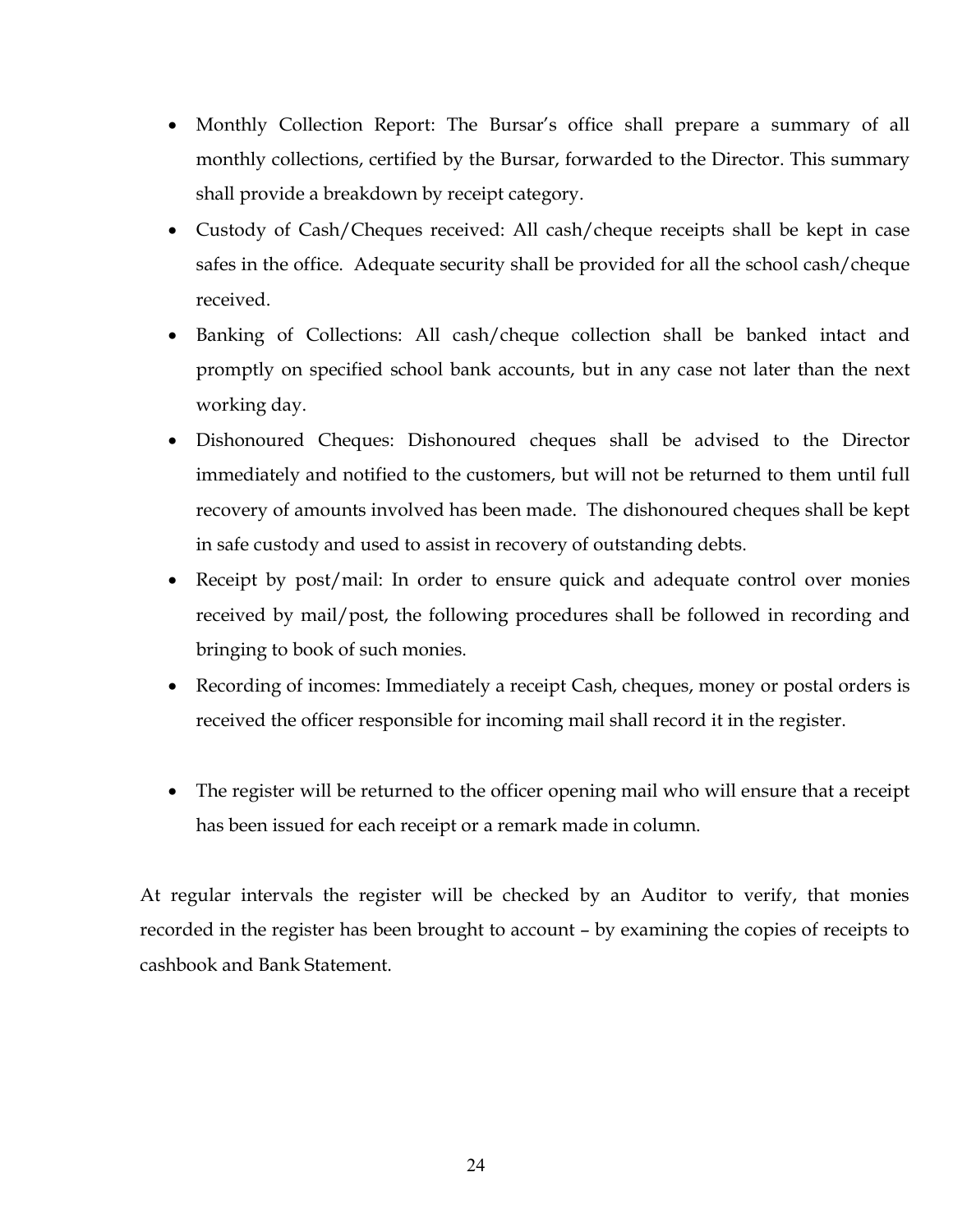- Monthly Collection Report: The Bursar's office shall prepare a summary of all monthly collections, certified by the Bursar, forwarded to the Director. This summary shall provide a breakdown by receipt category.
- Custody of Cash/Cheques received: All cash/cheque receipts shall be kept in case safes in the office. Adequate security shall be provided for all the school cash/cheque received.
- Banking of Collections: All cash/cheque collection shall be banked intact and promptly on specified school bank accounts, but in any case not later than the next working day.
- Dishonoured Cheques: Dishonoured cheques shall be advised to the Director immediately and notified to the customers, but will not be returned to them until full recovery of amounts involved has been made. The dishonoured cheques shall be kept in safe custody and used to assist in recovery of outstanding debts.
- Receipt by post/mail: In order to ensure quick and adequate control over monies received by mail/post, the following procedures shall be followed in recording and bringing to book of such monies.
- Recording of incomes: Immediately a receipt Cash, cheques, money or postal orders is received the officer responsible for incoming mail shall record it in the register.
- The register will be returned to the officer opening mail who will ensure that a receipt has been issued for each receipt or a remark made in column.

At regular intervals the register will be checked by an Auditor to verify, that monies recorded in the register has been brought to account – by examining the copies of receipts to cashbook and Bank Statement.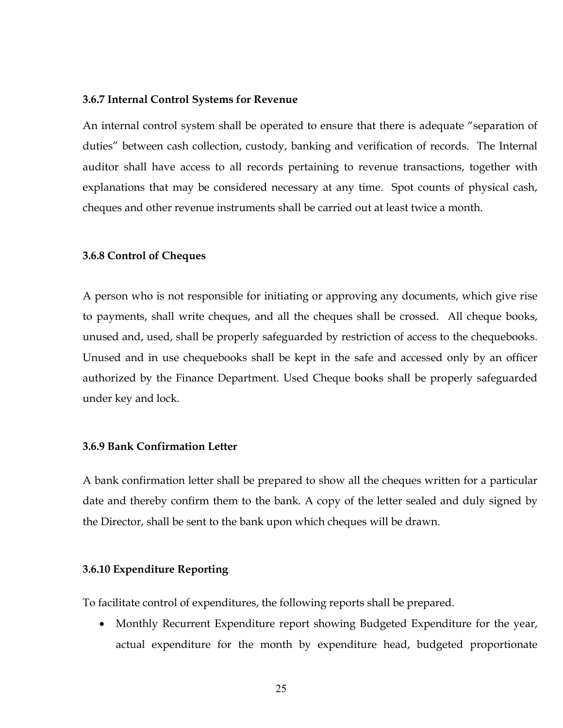### 3.6.7 Internal Control Systems for Revenue

An internal control system shall be operated to ensure that there is adequate "separation of duties" between cash collection, custody, banking and verification of records. The Internal auditor shall have access to all records pertaining to revenue transactions, together with explanations that may be considered necessary at any time. Spot counts of physical cash, cheques and other revenue instruments shall be carried out at least twice a month.

### 3.6.8 Control of Cheques

A person who is not responsible for initiating or approving any documents, which give rise to payments, shall write cheques, and all the cheques shall be crossed. All cheque books, unused and, used, shall be properly safeguarded by restriction of access to the chequebooks. Unused and in use chequebooks shall be kept in the safe and accessed only by an officer authorized by the Finance Department. Used Cheque books shall be properly safeguarded under key and lock.

### 3.6.9 Bank Confirmation Letter

A bank confirmation letter shall be prepared to show all the cheques written for a particular date and thereby confirm them to the bank. A copy of the letter sealed and duly signed by the Director, shall be sent to the bank upon which cheques will be drawn.

### 3.6.10 Expenditure Reporting

To facilitate control of expenditures, the following reports shall be prepared.

- Monthly Recurrent Expenditure report showing Budgeted Expenditure for the year, actual expenditure for the month by expenditure head, budgeted proportionate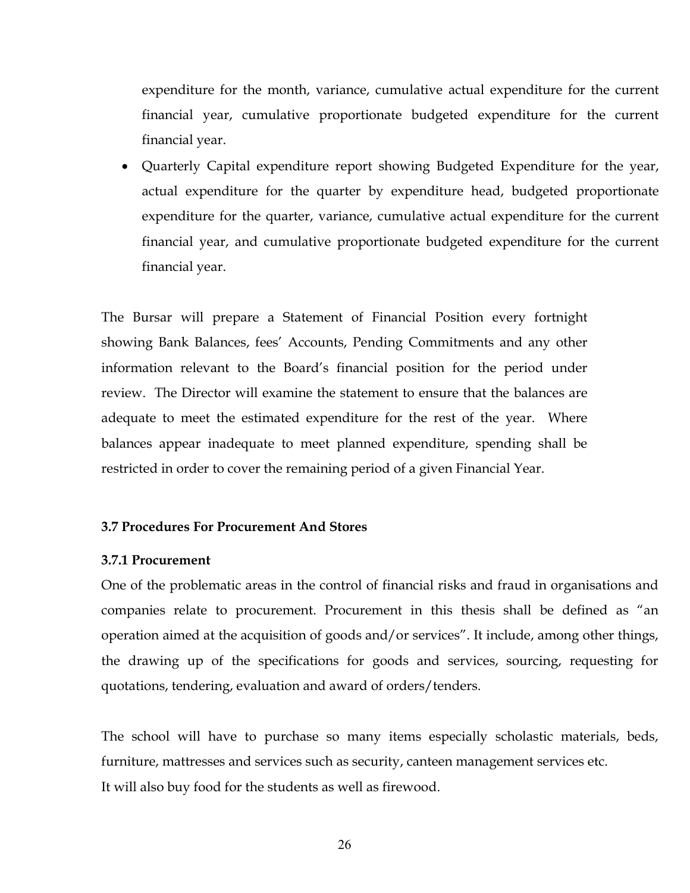expenditure for the month, variance, cumulative actual expenditure for the current financial year, cumulative proportionate budgeted expenditure for the current financial year.

- Quarterly Capital expenditure report showing Budgeted Expenditure for the year, actual expenditure for the quarter by expenditure head, budgeted proportionate expenditure for the quarter, variance, cumulative actual expenditure for the current financial year, and cumulative proportionate budgeted expenditure for the current financial year.

The Bursar will prepare a Statement of Financial Position every fortnight showing Bank Balances, fees' Accounts, Pending Commitments and any other information relevant to the Board's financial position for the period under review. The Director will examine the statement to ensure that the balances are adequate to meet the estimated expenditure for the rest of the year. Where balances appear inadequate to meet planned expenditure, spending shall be restricted in order to cover the remaining period of a given Financial Year.

### 3.7 Procedures For Procurement And Stores

#### 3.7.1 Procurement

One of the problematic areas in the control of financial risks and fraud in organisations and companies relate to procurement. Procurement in this thesis shall be defined as "an operation aimed at the acquisition of goods and/or services". It include, among other things, the drawing up of the specifications for goods and services, sourcing, requesting for quotations, tendering, evaluation and award of orders/tenders.

The school will have to purchase so many items especially scholastic materials, beds, furniture, mattresses and services such as security, canteen management services etc.
It will also buy food for the students as well as firewood.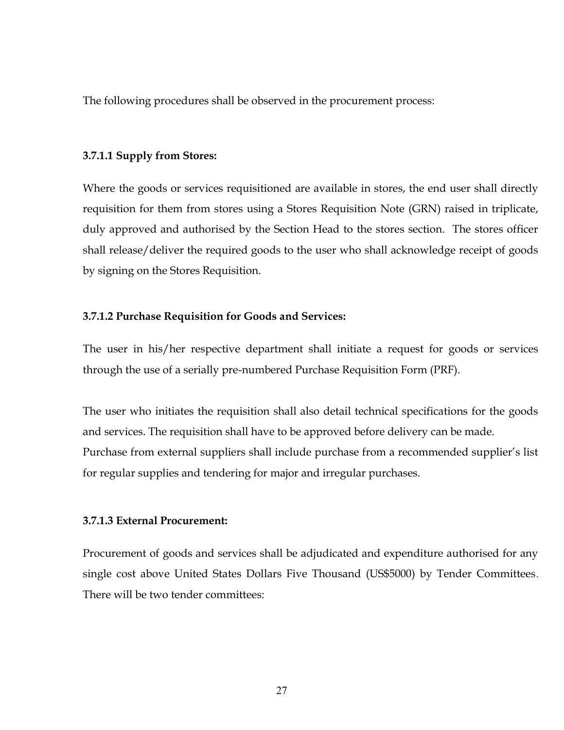The following procedures shall be observed in the procurement process:

### 3.7.1.1 Supply from Stores:

Where the goods or services requisitioned are available in stores, the end user shall directly requisition for them from stores using a Stores Requisition Note (GRN) raised in triplicate, duly approved and authorised by the Section Head to the stores section. The stores officer shall release/deliver the required goods to the user who shall acknowledge receipt of goods by signing on the Stores Requisition.

### 3.7.1.2 Purchase Requisition for Goods and Services:

The user in his/her respective department shall initiate a request for goods or services through the use of a serially pre-numbered Purchase Requisition Form (PRF).

The user who initiates the requisition shall also detail technical specifications for the goods and services. The requisition shall have to be approved before delivery can be made.
Purchase from external suppliers shall include purchase from a recommended supplier's list for regular supplies and tendering for major and irregular purchases.

### 3.7.1.3 External Procurement:

Procurement of goods and services shall be adjudicated and expenditure authorised for any single cost above United States Dollars Five Thousand (US$5000) by Tender Committees. There will be two tender committees: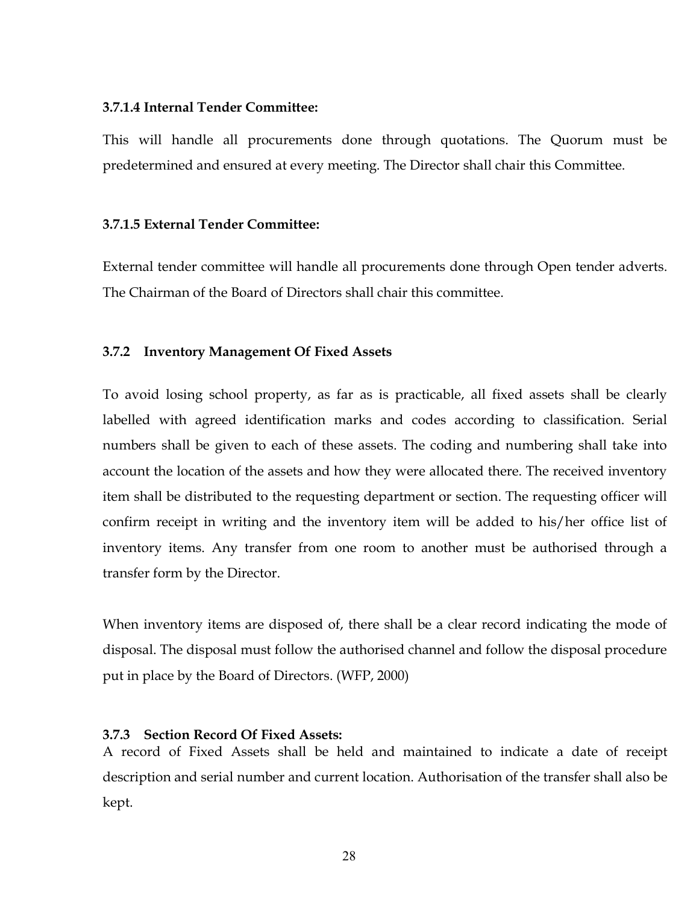#### 3.7.1.4 Internal Tender Committee:

This will handle all procurements done through quotations. The Quorum must be predetermined and ensured at every meeting. The Director shall chair this Committee.

#### 3.7.1.5 External Tender Committee:

External tender committee will handle all procurements done through Open tender adverts. The Chairman of the Board of Directors shall chair this committee.

### 3.7.2 Inventory Management Of Fixed Assets

To avoid losing school property, as far as is practicable, all fixed assets shall be clearly labelled with agreed identification marks and codes according to classification. Serial numbers shall be given to each of these assets. The coding and numbering shall take into account the location of the assets and how they were allocated there. The received inventory item shall be distributed to the requesting department or section. The requesting officer will confirm receipt in writing and the inventory item will be added to his/her office list of inventory items. Any transfer from one room to another must be authorised through a transfer form by the Director.

When inventory items are disposed of, there shall be a clear record indicating the mode of disposal. The disposal must follow the authorised channel and follow the disposal procedure put in place by the Board of Directors. (WFP, 2000)

### 3.7.3 Section Record Of Fixed Assets:

A record of Fixed Assets shall be held and maintained to indicate a date of receipt description and serial number and current location. Authorisation of the transfer shall also be kept.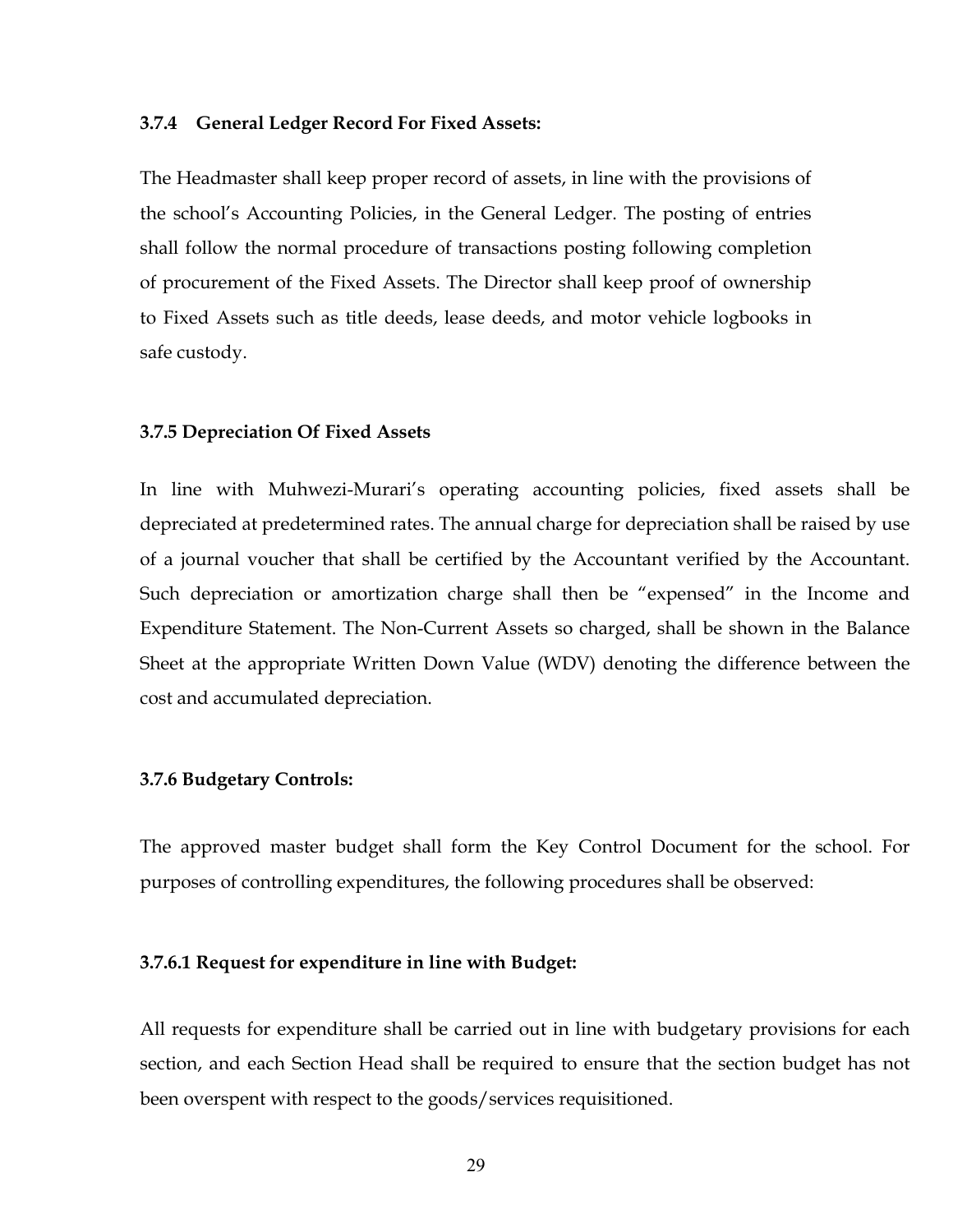### 3.7.4 General Ledger Record For Fixed Assets:

The Headmaster shall keep proper record of assets, in line with the provisions of the school's Accounting Policies, in the General Ledger. The posting of entries shall follow the normal procedure of transactions posting following completion of procurement of the Fixed Assets. The Director shall keep proof of ownership to Fixed Assets such as title deeds, lease deeds, and motor vehicle logbooks in safe custody.

### 3.7.5 Depreciation Of Fixed Assets

In line with Muhwezi-Murari's operating accounting policies, fixed assets shall be depreciated at predetermined rates. The annual charge for depreciation shall be raised by use of a journal voucher that shall be certified by the Accountant verified by the Accountant. Such depreciation or amortization charge shall then be "expensed" in the Income and Expenditure Statement. The Non-Current Assets so charged, shall be shown in the Balance Sheet at the appropriate Written Down Value (WDV) denoting the difference between the cost and accumulated depreciation.

### 3.7.6 Budgetary Controls:

The approved master budget shall form the Key Control Document for the school. For purposes of controlling expenditures, the following procedures shall be observed:

#### 3.7.6.1 Request for expenditure in line with Budget:

All requests for expenditure shall be carried out in line with budgetary provisions for each section, and each Section Head shall be required to ensure that the section budget has not been overspent with respect to the goods/services requisitioned.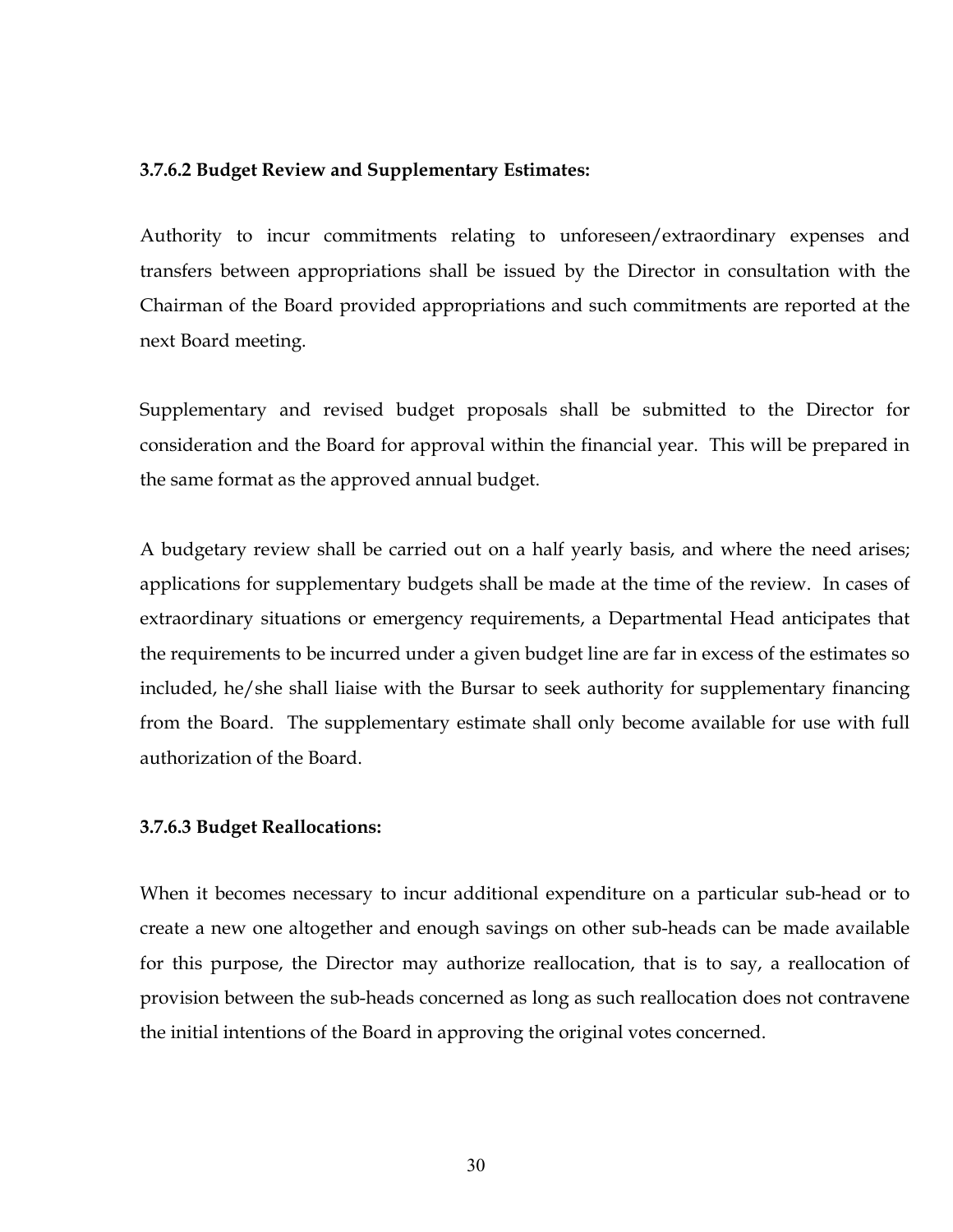#### 3.7.6.2 Budget Review and Supplementary Estimates:

Authority to incur commitments relating to unforeseen/extraordinary expenses and transfers between appropriations shall be issued by the Director in consultation with the Chairman of the Board provided appropriations and such commitments are reported at the next Board meeting.

Supplementary and revised budget proposals shall be submitted to the Director for consideration and the Board for approval within the financial year. This will be prepared in the same format as the approved annual budget.

A budgetary review shall be carried out on a half yearly basis, and where the need arises; applications for supplementary budgets shall be made at the time of the review. In cases of extraordinary situations or emergency requirements, a Departmental Head anticipates that the requirements to be incurred under a given budget line are far in excess of the estimates so included, he/she shall liaise with the Bursar to seek authority for supplementary financing from the Board. The supplementary estimate shall only become available for use with full authorization of the Board.

#### 3.7.6.3 Budget Reallocations:

When it becomes necessary to incur additional expenditure on a particular sub-head or to create a new one altogether and enough savings on other sub-heads can be made available for this purpose, the Director may authorize reallocation, that is to say, a reallocation of provision between the sub-heads concerned as long as such reallocation does not contravene the initial intentions of the Board in approving the original votes concerned.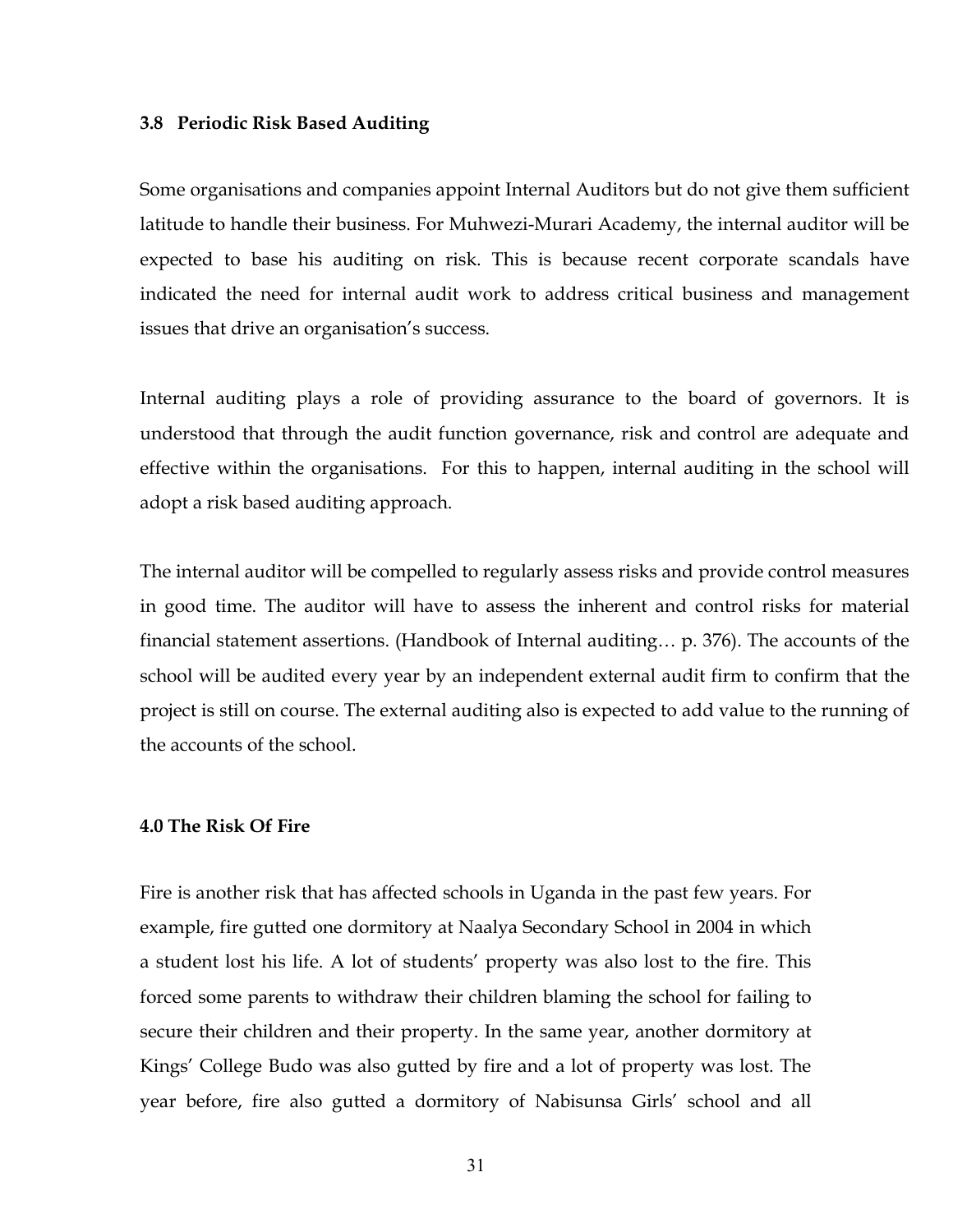### 3.8 Periodic Risk Based Auditing

Some organisations and companies appoint Internal Auditors but do not give them sufficient latitude to handle their business. For Muhwezi-Murari Academy, the internal auditor will be expected to base his auditing on risk. This is because recent corporate scandals have indicated the need for internal audit work to address critical business and management issues that drive an organisation's success.

Internal auditing plays a role of providing assurance to the board of governors. It is understood that through the audit function governance, risk and control are adequate and effective within the organisations. For this to happen, internal auditing in the school will adopt a risk based auditing approach.

The internal auditor will be compelled to regularly assess risks and provide control measures in good time. The auditor will have to assess the inherent and control risks for material financial statement assertions. (Handbook of Internal auditing… p. 376). The accounts of the school will be audited every year by an independent external audit firm to confirm that the project is still on course. The external auditing also is expected to add value to the running of the accounts of the school.

### 4.0 The Risk Of Fire

Fire is another risk that has affected schools in Uganda in the past few years. For example, fire gutted one dormitory at Naalya Secondary School in 2004 in which a student lost his life. A lot of students' property was also lost to the fire. This forced some parents to withdraw their children blaming the school for failing to secure their children and their property. In the same year, another dormitory at Kings' College Budo was also gutted by fire and a lot of property was lost. The year before, fire also gutted a dormitory of Nabisunsa Girls' school and all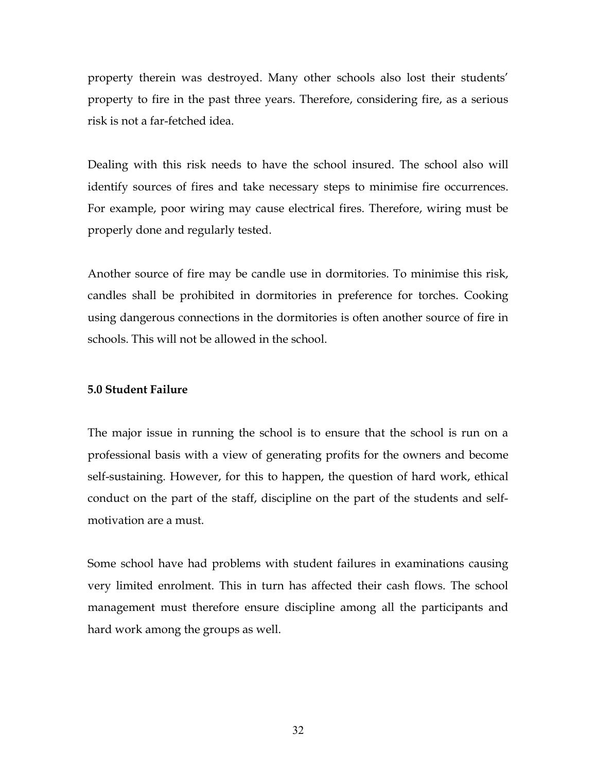property therein was destroyed. Many other schools also lost their students' property to fire in the past three years. Therefore, considering fire, as a serious risk is not a far-fetched idea.

Dealing with this risk needs to have the school insured. The school also will identify sources of fires and take necessary steps to minimise fire occurrences. For example, poor wiring may cause electrical fires. Therefore, wiring must be properly done and regularly tested.

Another source of fire may be candle use in dormitories. To minimise this risk, candles shall be prohibited in dormitories in preference for torches. Cooking using dangerous connections in the dormitories is often another source of fire in schools. This will not be allowed in the school.

**5.0 Student Failure**

The major issue in running the school is to ensure that the school is run on a professional basis with a view of generating profits for the owners and become self-sustaining. However, for this to happen, the question of hard work, ethical conduct on the part of the staff, discipline on the part of the students and self-motivation are a must.

Some school have had problems with student failures in examinations causing very limited enrolment. This in turn has affected their cash flows. The school management must therefore ensure discipline among all the participants and hard work among the groups as well.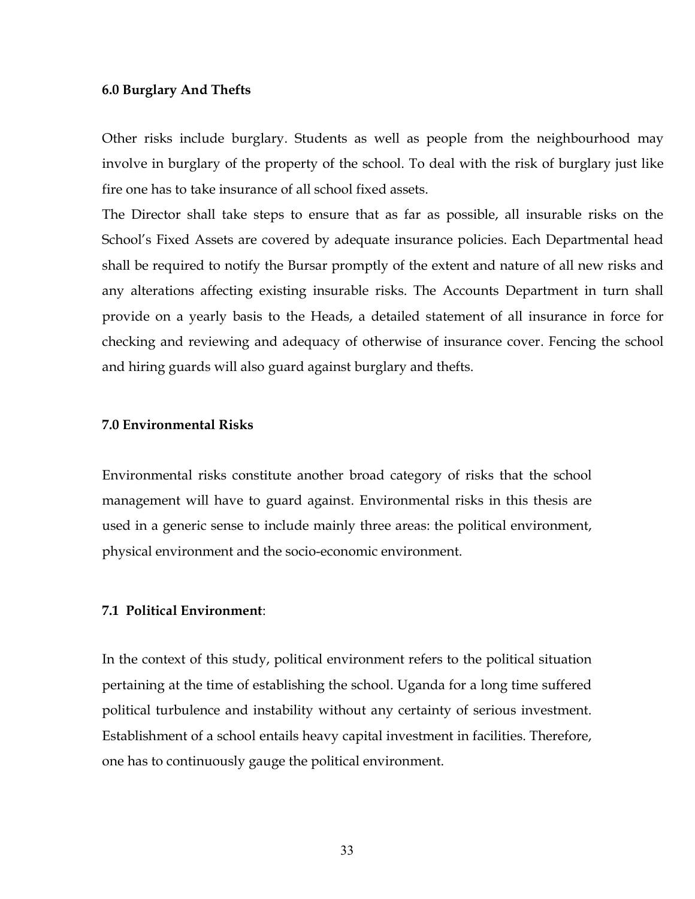### 6.0 Burglary And Thefts

Other risks include burglary. Students as well as people from the neighbourhood may involve in burglary of the property of the school. To deal with the risk of burglary just like fire one has to take insurance of all school fixed assets.

The Director shall take steps to ensure that as far as possible, all insurable risks on the School's Fixed Assets are covered by adequate insurance policies. Each Departmental head shall be required to notify the Bursar promptly of the extent and nature of all new risks and any alterations affecting existing insurable risks. The Accounts Department in turn shall provide on a yearly basis to the Heads, a detailed statement of all insurance in force for checking and reviewing and adequacy of otherwise of insurance cover. Fencing the school and hiring guards will also guard against burglary and thefts.

### 7.0 Environmental Risks

Environmental risks constitute another broad category of risks that the school management will have to guard against. Environmental risks in this thesis are used in a generic sense to include mainly three areas: the political environment, physical environment and the socio-economic environment.

### 7.1 Political Environment:

In the context of this study, political environment refers to the political situation pertaining at the time of establishing the school. Uganda for a long time suffered political turbulence and instability without any certainty of serious investment. Establishment of a school entails heavy capital investment in facilities. Therefore, one has to continuously gauge the political environment.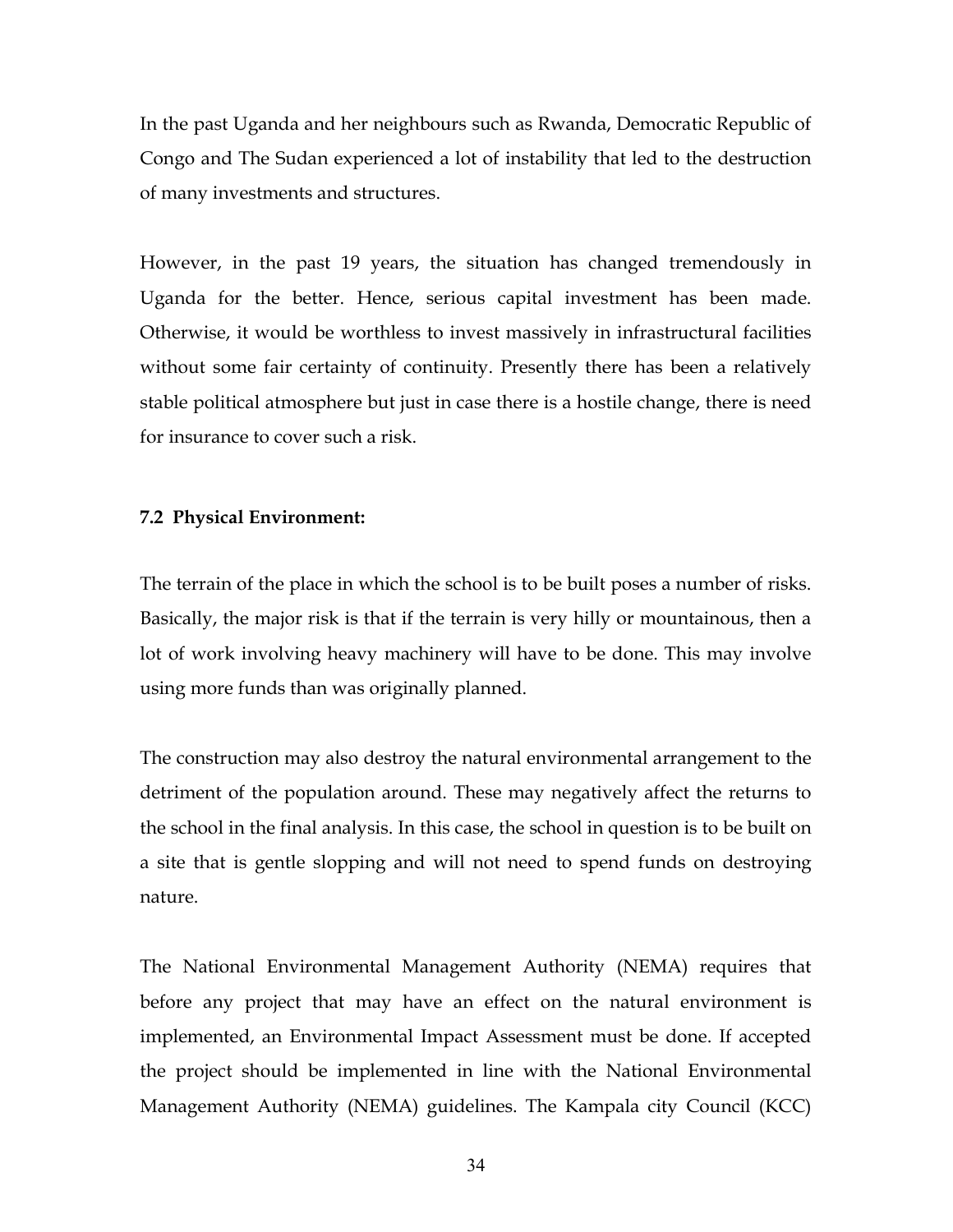In the past Uganda and her neighbours such as Rwanda, Democratic Republic of Congo and The Sudan experienced a lot of instability that led to the destruction of many investments and structures.

However, in the past 19 years, the situation has changed tremendously in Uganda for the better. Hence, serious capital investment has been made. Otherwise, it would be worthless to invest massively in infrastructural facilities without some fair certainty of continuity. Presently there has been a relatively stable political atmosphere but just in case there is a hostile change, there is need for insurance to cover such a risk.

### 7.2 Physical Environment:

The terrain of the place in which the school is to be built poses a number of risks. Basically, the major risk is that if the terrain is very hilly or mountainous, then a lot of work involving heavy machinery will have to be done. This may involve using more funds than was originally planned.

The construction may also destroy the natural environmental arrangement to the detriment of the population around. These may negatively affect the returns to the school in the final analysis. In this case, the school in question is to be built on a site that is gentle slopping and will not need to spend funds on destroying nature.

The National Environmental Management Authority (NEMA) requires that before any project that may have an effect on the natural environment is implemented, an Environmental Impact Assessment must be done. If accepted the project should be implemented in line with the National Environmental Management Authority (NEMA) guidelines. The Kampala city Council (KCC)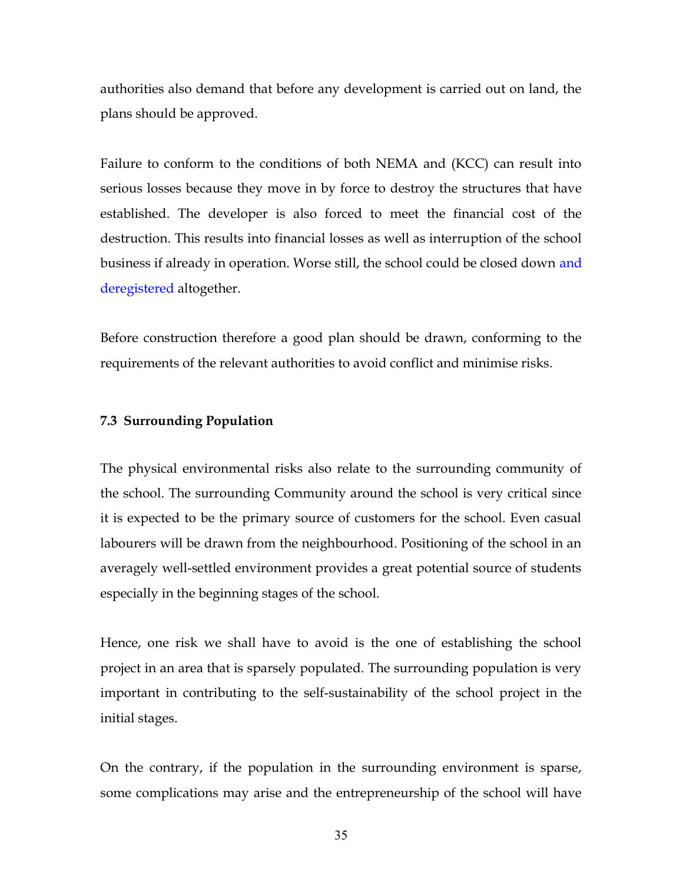authorities also demand that before any development is carried out on land, the plans should be approved.

Failure to conform to the conditions of both NEMA and (KCC) can result into serious losses because they move in by force to destroy the structures that have established. The developer is also forced to meet the financial cost of the destruction. This results into financial losses as well as interruption of the school business if already in operation. Worse still, the school could be closed down and deregistered altogether.

Before construction therefore a good plan should be drawn, conforming to the requirements of the relevant authorities to avoid conflict and minimise risks.

### 7.3 Surrounding Population

The physical environmental risks also relate to the surrounding community of the school. The surrounding Community around the school is very critical since it is expected to be the primary source of customers for the school. Even casual labourers will be drawn from the neighbourhood. Positioning of the school in an averagely well-settled environment provides a great potential source of students especially in the beginning stages of the school.

Hence, one risk we shall have to avoid is the one of establishing the school project in an area that is sparsely populated. The surrounding population is very important in contributing to the self-sustainability of the school project in the initial stages.

On the contrary, if the population in the surrounding environment is sparse, some complications may arise and the entrepreneurship of the school will have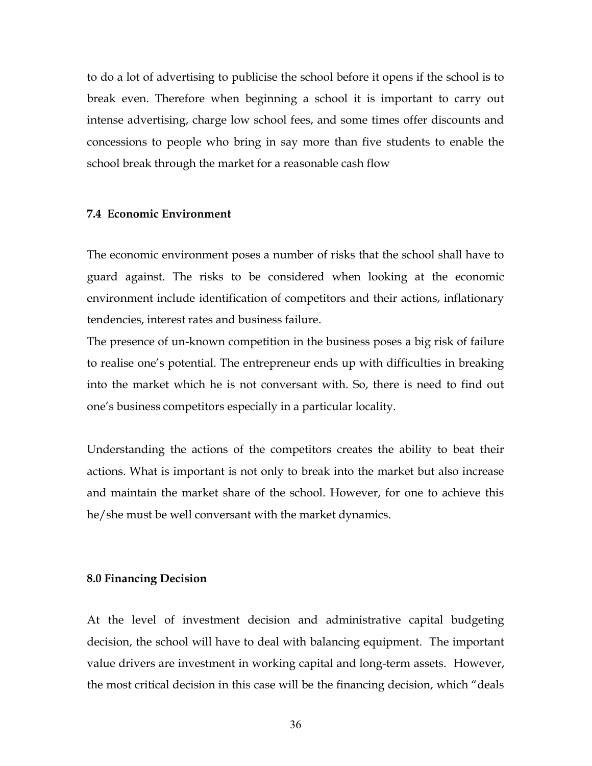to do a lot of advertising to publicise the school before it opens if the school is to break even. Therefore when beginning a school it is important to carry out intense advertising, charge low school fees, and some times offer discounts and concessions to people who bring in say more than five students to enable the school break through the market for a reasonable cash flow

### 7.4 Economic Environment

The economic environment poses a number of risks that the school shall have to guard against. The risks to be considered when looking at the economic environment include identification of competitors and their actions, inflationary tendencies, interest rates and business failure.

The presence of un-known competition in the business poses a big risk of failure to realise one's potential. The entrepreneur ends up with difficulties in breaking into the market which he is not conversant with. So, there is need to find out one's business competitors especially in a particular locality.

Understanding the actions of the competitors creates the ability to beat their actions. What is important is not only to break into the market but also increase and maintain the market share of the school. However, for one to achieve this he/she must be well conversant with the market dynamics.

## 8.0 Financing Decision

At the level of investment decision and administrative capital budgeting decision, the school will have to deal with balancing equipment. The important value drivers are investment in working capital and long-term assets. However, the most critical decision in this case will be the financing decision, which "deals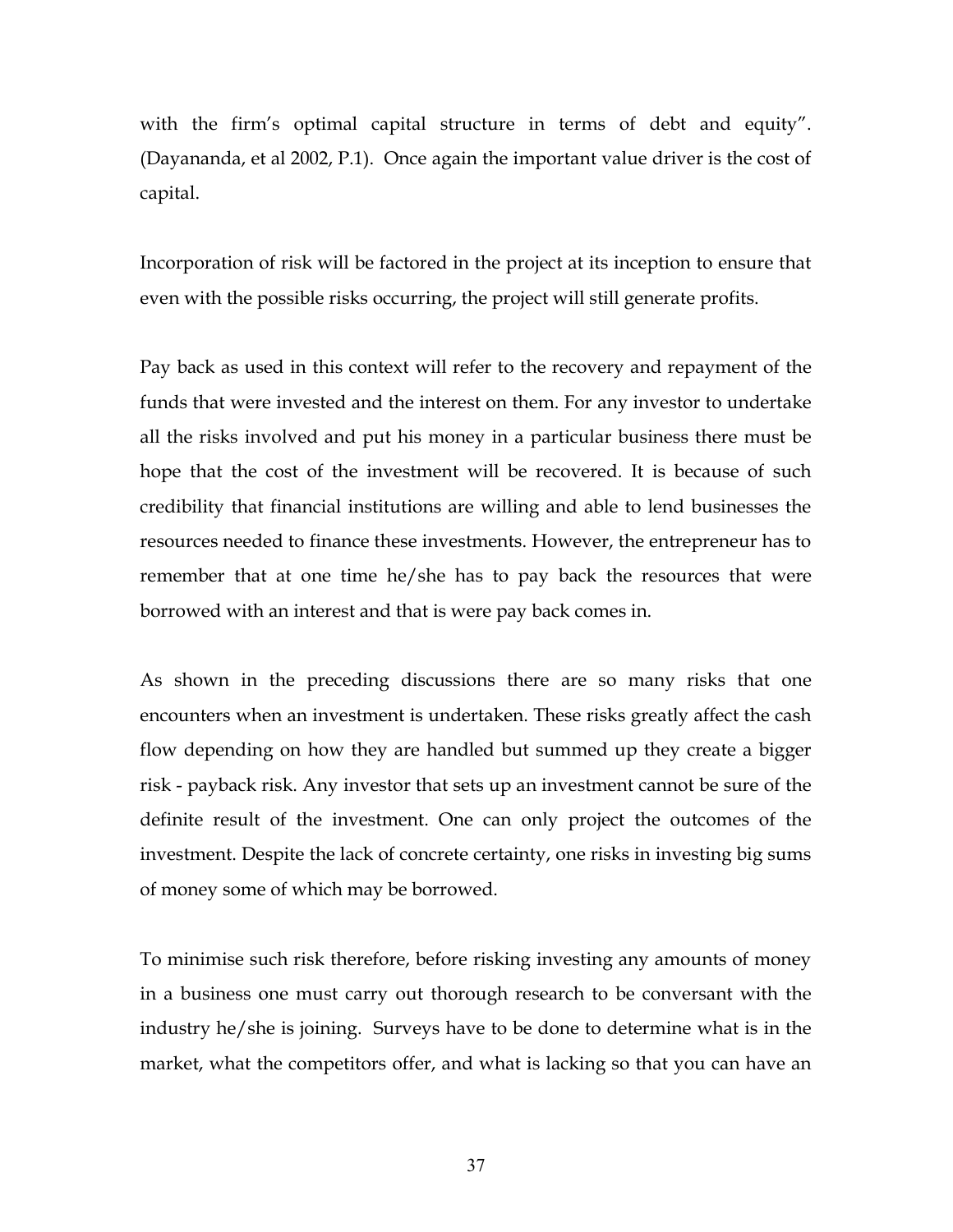with the firm's optimal capital structure in terms of debt and equity". (Dayananda, et al 2002, P.1). Once again the important value driver is the cost of capital.

Incorporation of risk will be factored in the project at its inception to ensure that even with the possible risks occurring, the project will still generate profits.

Pay back as used in this context will refer to the recovery and repayment of the funds that were invested and the interest on them. For any investor to undertake all the risks involved and put his money in a particular business there must be hope that the cost of the investment will be recovered. It is because of such credibility that financial institutions are willing and able to lend businesses the resources needed to finance these investments. However, the entrepreneur has to remember that at one time he/she has to pay back the resources that were borrowed with an interest and that is were pay back comes in.

As shown in the preceding discussions there are so many risks that one encounters when an investment is undertaken. These risks greatly affect the cash flow depending on how they are handled but summed up they create a bigger risk - payback risk. Any investor that sets up an investment cannot be sure of the definite result of the investment. One can only project the outcomes of the investment. Despite the lack of concrete certainty, one risks in investing big sums of money some of which may be borrowed.

To minimise such risk therefore, before risking investing any amounts of money in a business one must carry out thorough research to be conversant with the industry he/she is joining. Surveys have to be done to determine what is in the market, what the competitors offer, and what is lacking so that you can have an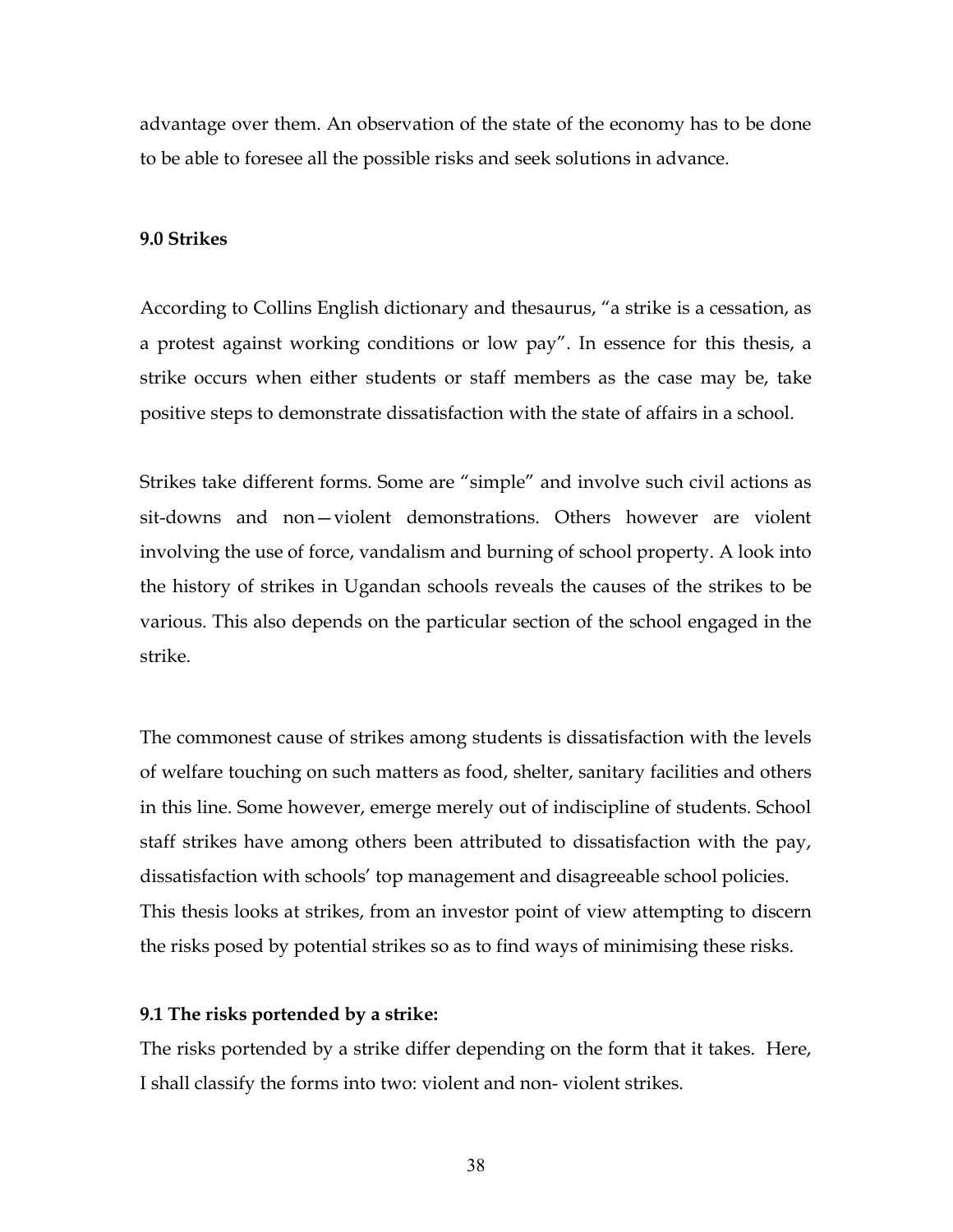advantage over them. An observation of the state of the economy has to be done to be able to foresee all the possible risks and seek solutions in advance.

## 9.0 Strikes

According to Collins English dictionary and thesaurus, "a strike is a cessation, as a protest against working conditions or low pay". In essence for this thesis, a strike occurs when either students or staff members as the case may be, take positive steps to demonstrate dissatisfaction with the state of affairs in a school.

Strikes take different forms. Some are "simple" and involve such civil actions as sit-downs and non—violent demonstrations. Others however are violent involving the use of force, vandalism and burning of school property. A look into the history of strikes in Ugandan schools reveals the causes of the strikes to be various. This also depends on the particular section of the school engaged in the strike.

The commonest cause of strikes among students is dissatisfaction with the levels of welfare touching on such matters as food, shelter, sanitary facilities and others in this line. Some however, emerge merely out of indiscipline of students. School staff strikes have among others been attributed to dissatisfaction with the pay, dissatisfaction with schools' top management and disagreeable school policies. This thesis looks at strikes, from an investor point of view attempting to discern the risks posed by potential strikes so as to find ways of minimising these risks.

### 9.1 The risks portended by a strike:

The risks portended by a strike differ depending on the form that it takes. Here, I shall classify the forms into two: violent and non- violent strikes.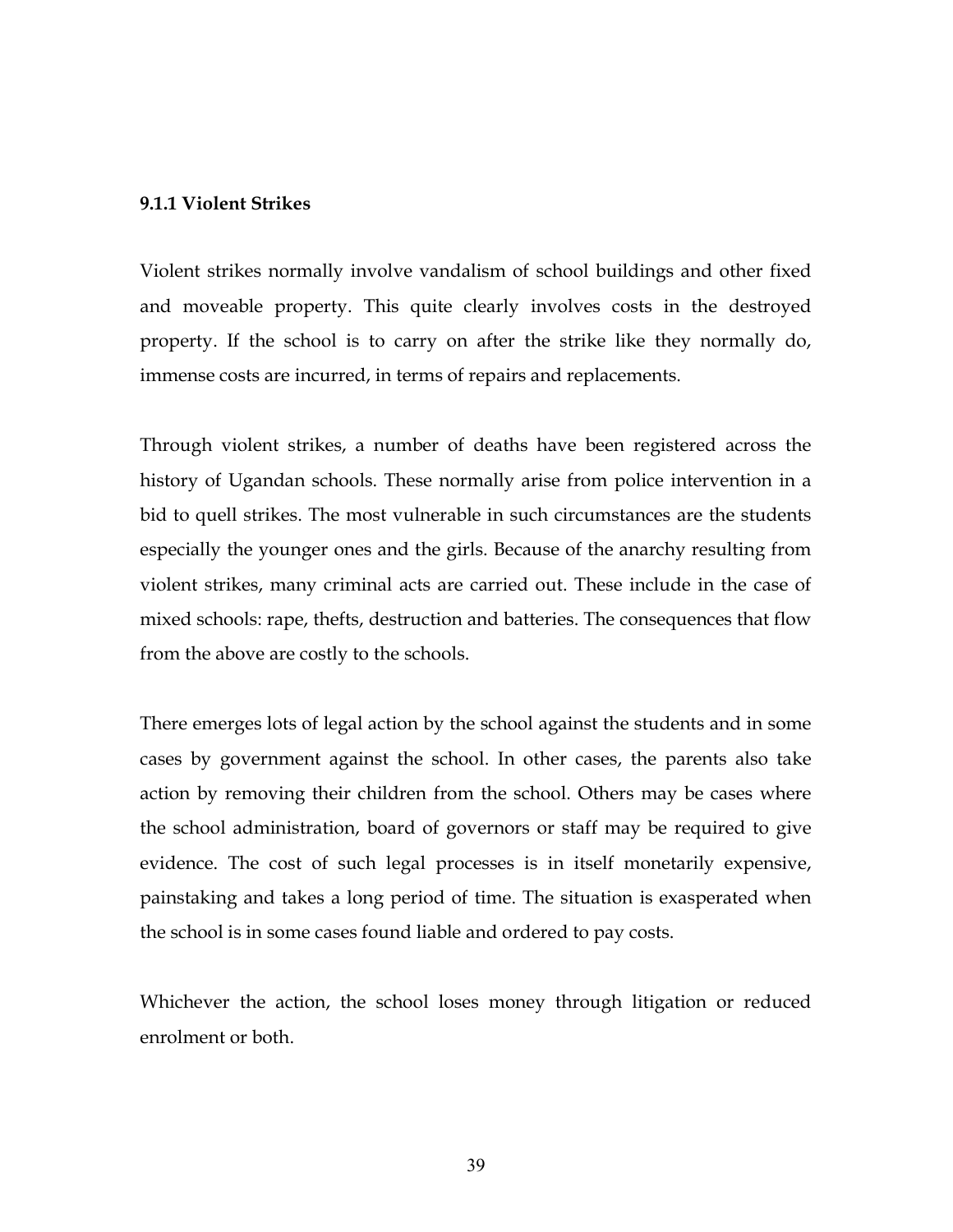### 9.1.1 Violent Strikes

Violent strikes normally involve vandalism of school buildings and other fixed and moveable property. This quite clearly involves costs in the destroyed property. If the school is to carry on after the strike like they normally do, immense costs are incurred, in terms of repairs and replacements.

Through violent strikes, a number of deaths have been registered across the history of Ugandan schools. These normally arise from police intervention in a bid to quell strikes. The most vulnerable in such circumstances are the students especially the younger ones and the girls. Because of the anarchy resulting from violent strikes, many criminal acts are carried out. These include in the case of mixed schools: rape, thefts, destruction and batteries. The consequences that flow from the above are costly to the schools.

There emerges lots of legal action by the school against the students and in some cases by government against the school. In other cases, the parents also take action by removing their children from the school. Others may be cases where the school administration, board of governors or staff may be required to give evidence. The cost of such legal processes is in itself monetarily expensive, painstaking and takes a long period of time. The situation is exasperated when the school is in some cases found liable and ordered to pay costs.

Whichever the action, the school loses money through litigation or reduced enrolment or both.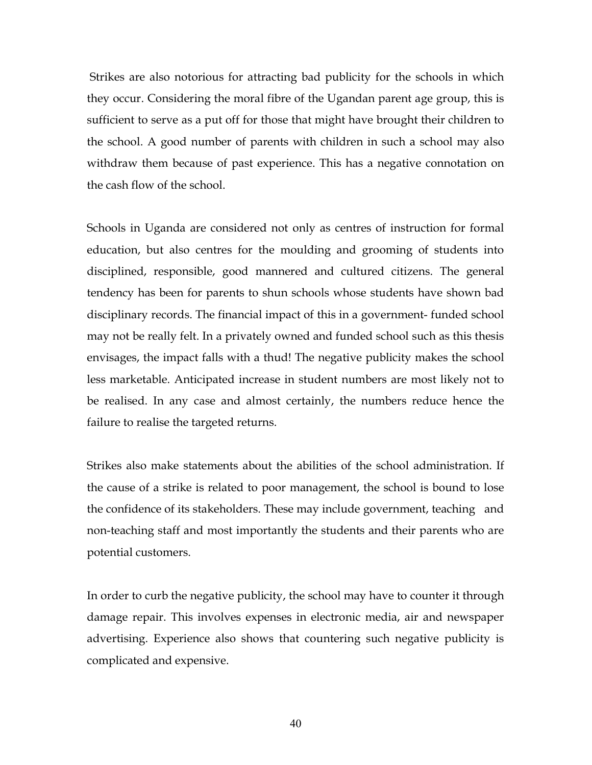Strikes are also notorious for attracting bad publicity for the schools in which they occur. Considering the moral fibre of the Ugandan parent age group, this is sufficient to serve as a put off for those that might have brought their children to the school. A good number of parents with children in such a school may also withdraw them because of past experience. This has a negative connotation on the cash flow of the school.

Schools in Uganda are considered not only as centres of instruction for formal education, but also centres for the moulding and grooming of students into disciplined, responsible, good mannered and cultured citizens. The general tendency has been for parents to shun schools whose students have shown bad disciplinary records. The financial impact of this in a government- funded school may not be really felt. In a privately owned and funded school such as this thesis envisages, the impact falls with a thud! The negative publicity makes the school less marketable. Anticipated increase in student numbers are most likely not to be realised. In any case and almost certainly, the numbers reduce hence the failure to realise the targeted returns.

Strikes also make statements about the abilities of the school administration. If the cause of a strike is related to poor management, the school is bound to lose the confidence of its stakeholders. These may include government, teaching and non-teaching staff and most importantly the students and their parents who are potential customers.

In order to curb the negative publicity, the school may have to counter it through damage repair. This involves expenses in electronic media, air and newspaper advertising. Experience also shows that countering such negative publicity is complicated and expensive.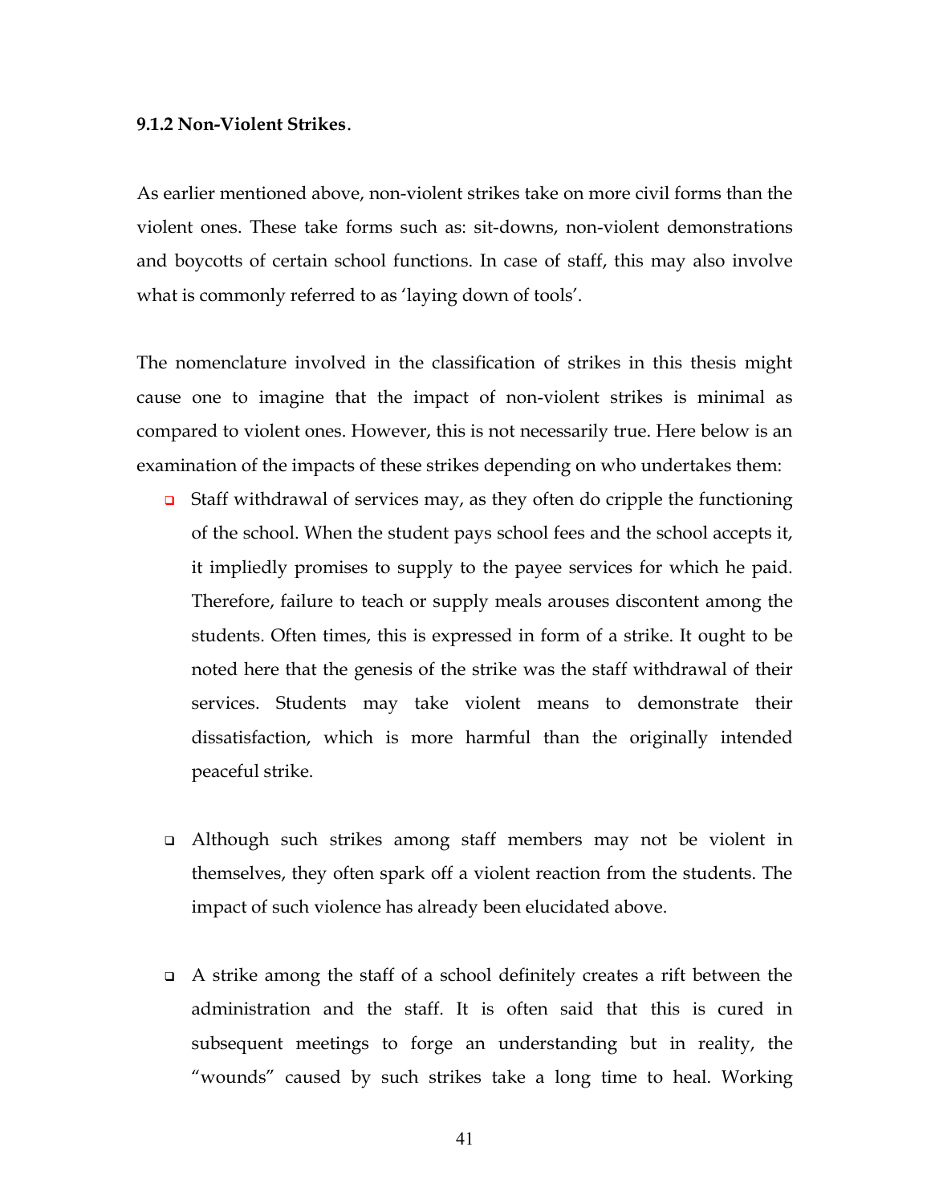### 9.1.2 Non-Violent Strikes.

As earlier mentioned above, non-violent strikes take on more civil forms than the violent ones. These take forms such as: sit-downs, non-violent demonstrations and boycotts of certain school functions. In case of staff, this may also involve what is commonly referred to as 'laying down of tools'.

The nomenclature involved in the classification of strikes in this thesis might cause one to imagine that the impact of non-violent strikes is minimal as compared to violent ones. However, this is not necessarily true. Here below is an examination of the impacts of these strikes depending on who undertakes them:

- Staff withdrawal of services may, as they often do cripple the functioning of the school. When the student pays school fees and the school accepts it, it impliedly promises to supply to the payee services for which he paid. Therefore, failure to teach or supply meals arouses discontent among the students. Often times, this is expressed in form of a strike. It ought to be noted here that the genesis of the strike was the staff withdrawal of their services. Students may take violent means to demonstrate their dissatisfaction, which is more harmful than the originally intended peaceful strike.

- Although such strikes among staff members may not be violent in themselves, they often spark off a violent reaction from the students. The impact of such violence has already been elucidated above.

- A strike among the staff of a school definitely creates a rift between the administration and the staff. It is often said that this is cured in subsequent meetings to forge an understanding but in reality, the "wounds" caused by such strikes take a long time to heal. Working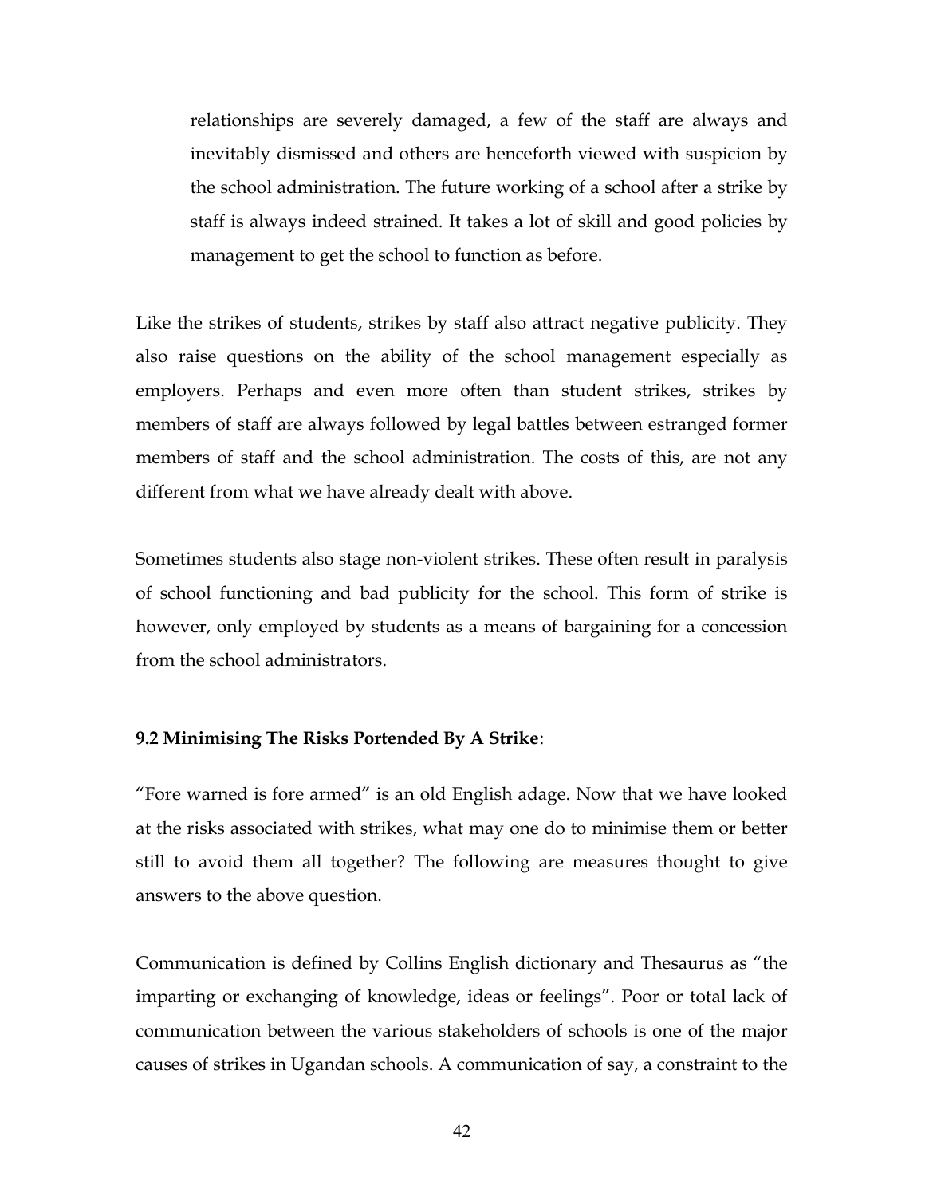relationships are severely damaged, a few of the staff are always and inevitably dismissed and others are henceforth viewed with suspicion by the school administration. The future working of a school after a strike by staff is always indeed strained. It takes a lot of skill and good policies by management to get the school to function as before.

Like the strikes of students, strikes by staff also attract negative publicity. They also raise questions on the ability of the school management especially as employers. Perhaps and even more often than student strikes, strikes by members of staff are always followed by legal battles between estranged former members of staff and the school administration. The costs of this, are not any different from what we have already dealt with above.

Sometimes students also stage non-violent strikes. These often result in paralysis of school functioning and bad publicity for the school. This form of strike is however, only employed by students as a means of bargaining for a concession from the school administrators.

**9.2 Minimising The Risks Portended By A Strike**:

"Fore warned is fore armed" is an old English adage. Now that we have looked at the risks associated with strikes, what may one do to minimise them or better still to avoid them all together? The following are measures thought to give answers to the above question.

Communication is defined by Collins English dictionary and Thesaurus as "the imparting or exchanging of knowledge, ideas or feelings". Poor or total lack of communication between the various stakeholders of schools is one of the major causes of strikes in Ugandan schools. A communication of say, a constraint to the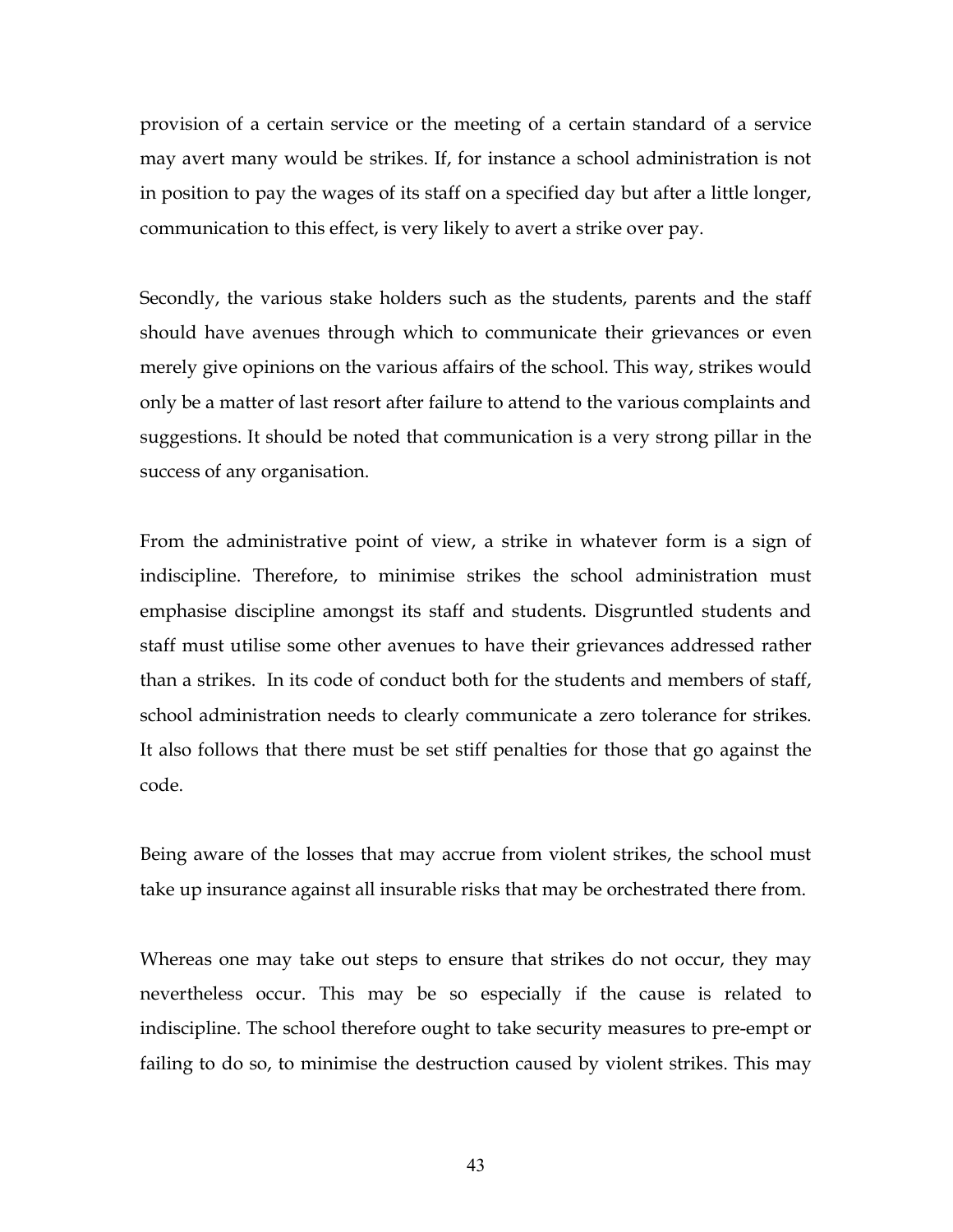provision of a certain service or the meeting of a certain standard of a service may avert many would be strikes. If, for instance a school administration is not in position to pay the wages of its staff on a specified day but after a little longer, communication to this effect, is very likely to avert a strike over pay.

Secondly, the various stake holders such as the students, parents and the staff should have avenues through which to communicate their grievances or even merely give opinions on the various affairs of the school. This way, strikes would only be a matter of last resort after failure to attend to the various complaints and suggestions. It should be noted that communication is a very strong pillar in the success of any organisation.

From the administrative point of view, a strike in whatever form is a sign of indiscipline. Therefore, to minimise strikes the school administration must emphasise discipline amongst its staff and students. Disgruntled students and staff must utilise some other avenues to have their grievances addressed rather than a strikes. In its code of conduct both for the students and members of staff, school administration needs to clearly communicate a zero tolerance for strikes. It also follows that there must be set stiff penalties for those that go against the code.

Being aware of the losses that may accrue from violent strikes, the school must take up insurance against all insurable risks that may be orchestrated there from.

Whereas one may take out steps to ensure that strikes do not occur, they may nevertheless occur. This may be so especially if the cause is related to indiscipline. The school therefore ought to take security measures to pre-empt or failing to do so, to minimise the destruction caused by violent strikes. This may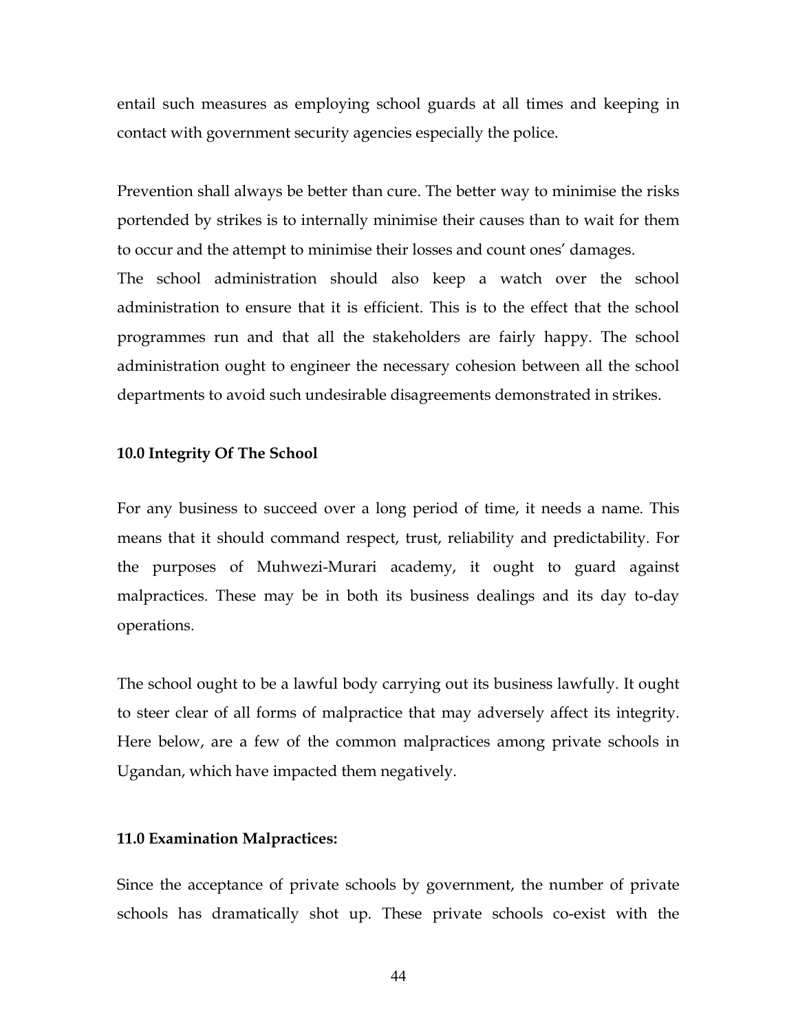entail such measures as employing school guards at all times and keeping in contact with government security agencies especially the police.

Prevention shall always be better than cure. The better way to minimise the risks portended by strikes is to internally minimise their causes than to wait for them to occur and the attempt to minimise their losses and count ones' damages.
The school administration should also keep a watch over the school administration to ensure that it is efficient. This is to the effect that the school programmes run and that all the stakeholders are fairly happy. The school administration ought to engineer the necessary cohesion between all the school departments to avoid such undesirable disagreements demonstrated in strikes.

**10.0 Integrity Of The School**

For any business to succeed over a long period of time, it needs a name. This means that it should command respect, trust, reliability and predictability. For the purposes of Muhwezi-Murari academy, it ought to guard against malpractices. These may be in both its business dealings and its day to-day operations.

The school ought to be a lawful body carrying out its business lawfully. It ought to steer clear of all forms of malpractice that may adversely affect its integrity. Here below, are a few of the common malpractices among private schools in Ugandan, which have impacted them negatively.

**11.0 Examination Malpractices:**

Since the acceptance of private schools by government, the number of private schools has dramatically shot up. These private schools co-exist with the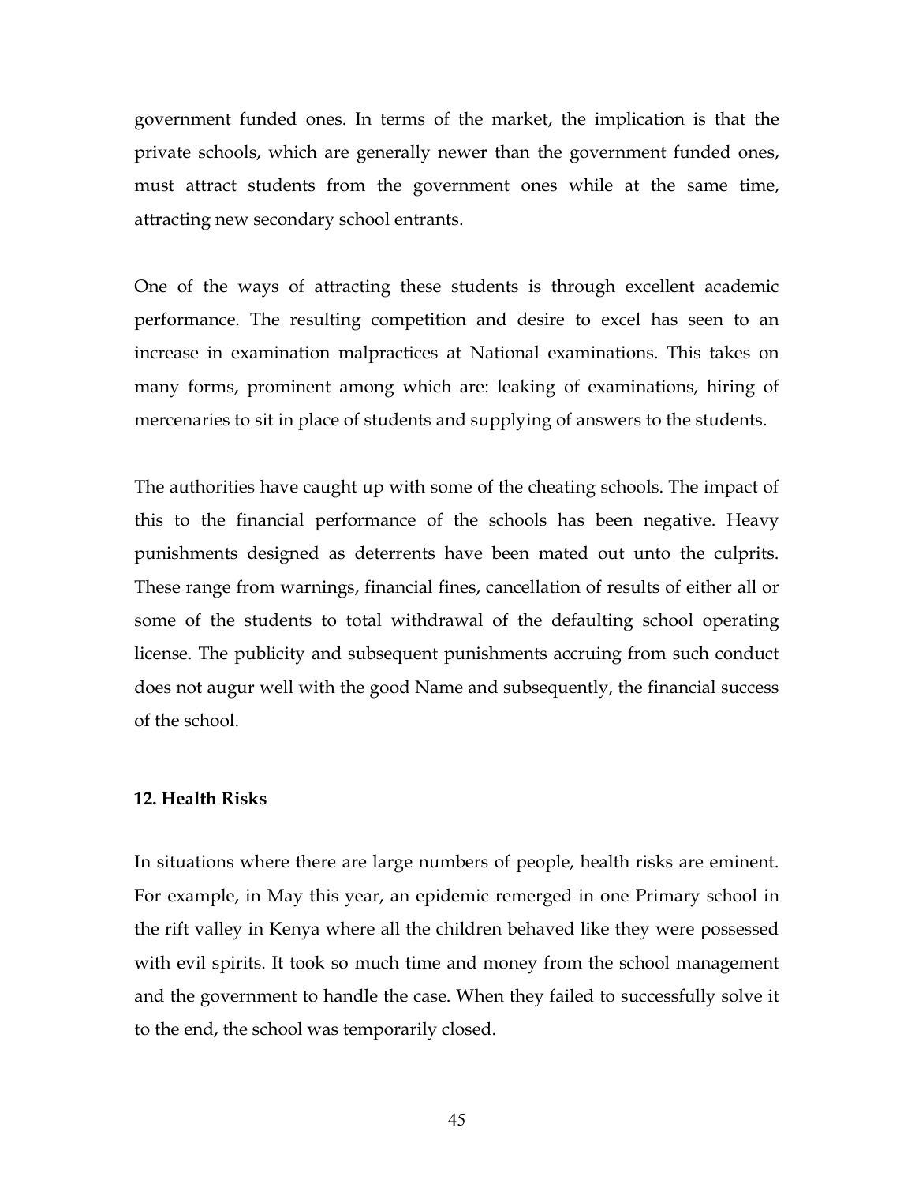government funded ones. In terms of the market, the implication is that the private schools, which are generally newer than the government funded ones, must attract students from the government ones while at the same time, attracting new secondary school entrants.

One of the ways of attracting these students is through excellent academic performance. The resulting competition and desire to excel has seen to an increase in examination malpractices at National examinations. This takes on many forms, prominent among which are: leaking of examinations, hiring of mercenaries to sit in place of students and supplying of answers to the students.

The authorities have caught up with some of the cheating schools. The impact of this to the financial performance of the schools has been negative. Heavy punishments designed as deterrents have been mated out unto the culprits. These range from warnings, financial fines, cancellation of results of either all or some of the students to total withdrawal of the defaulting school operating license. The publicity and subsequent punishments accruing from such conduct does not augur well with the good Name and subsequently, the financial success of the school.

**12. Health Risks**

In situations where there are large numbers of people, health risks are eminent. For example, in May this year, an epidemic remerged in one Primary school in the rift valley in Kenya where all the children behaved like they were possessed with evil spirits. It took so much time and money from the school management and the government to handle the case. When they failed to successfully solve it to the end, the school was temporarily closed.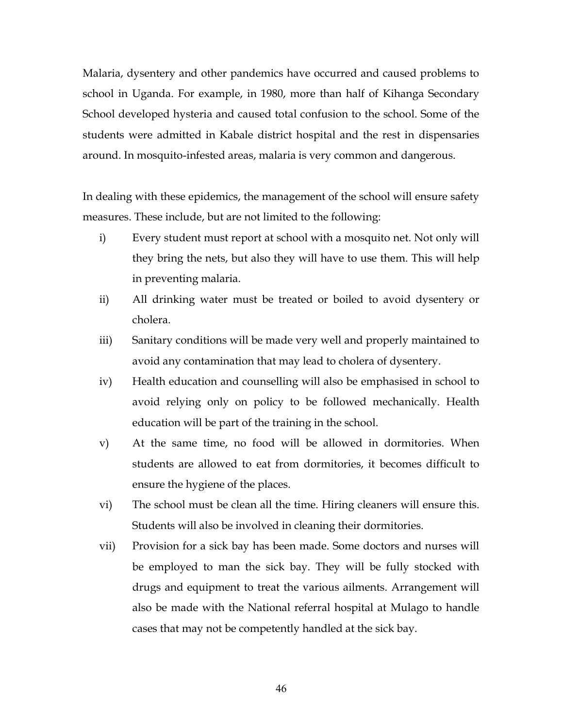Malaria, dysentery and other pandemics have occurred and caused problems to school in Uganda. For example, in 1980, more than half of Kihanga Secondary School developed hysteria and caused total confusion to the school. Some of the students were admitted in Kabale district hospital and the rest in dispensaries around. In mosquito-infested areas, malaria is very common and dangerous.

In dealing with these epidemics, the management of the school will ensure safety measures. These include, but are not limited to the following:

i) Every student must report at school with a mosquito net. Not only will they bring the nets, but also they will have to use them. This will help in preventing malaria.

ii) All drinking water must be treated or boiled to avoid dysentery or cholera.

iii) Sanitary conditions will be made very well and properly maintained to avoid any contamination that may lead to cholera of dysentery.

iv) Health education and counselling will also be emphasised in school to avoid relying only on policy to be followed mechanically. Health education will be part of the training in the school.

v) At the same time, no food will be allowed in dormitories. When students are allowed to eat from dormitories, it becomes difficult to ensure the hygiene of the places.

vi) The school must be clean all the time. Hiring cleaners will ensure this. Students will also be involved in cleaning their dormitories.

vii) Provision for a sick bay has been made. Some doctors and nurses will be employed to man the sick bay. They will be fully stocked with drugs and equipment to treat the various ailments. Arrangement will also be made with the National referral hospital at Mulago to handle cases that may not be competently handled at the sick bay.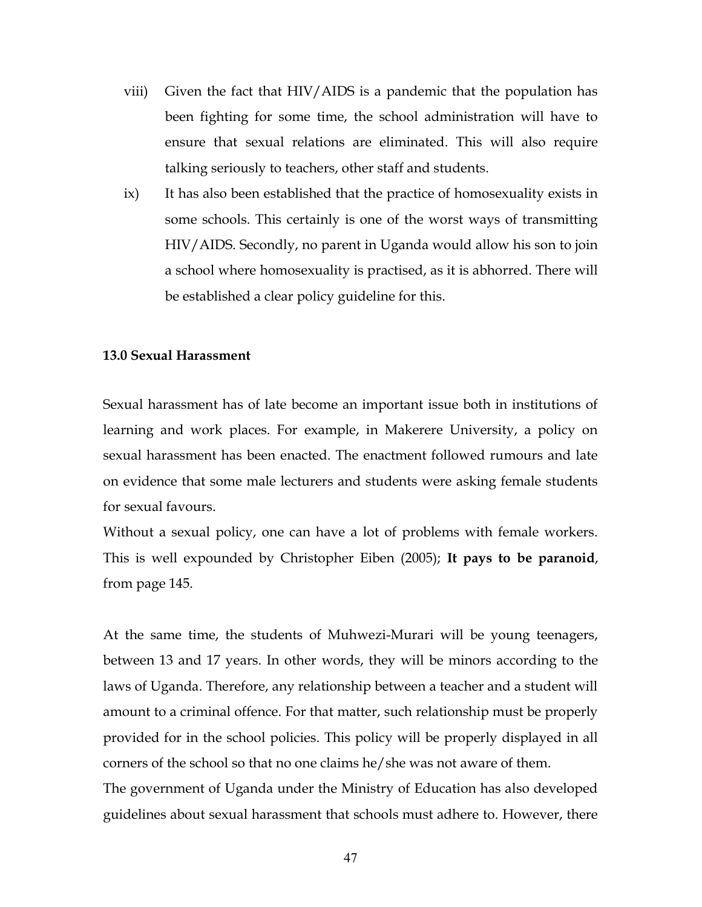viii) Given the fact that HIV/AIDS is a pandemic that the population has been fighting for some time, the school administration will have to ensure that sexual relations are eliminated. This will also require talking seriously to teachers, other staff and students.

ix) It has also been established that the practice of homosexuality exists in some schools. This certainly is one of the worst ways of transmitting HIV/AIDS. Secondly, no parent in Uganda would allow his son to join a school where homosexuality is practised, as it is abhorred. There will be established a clear policy guideline for this.

**13.0 Sexual Harassment**

Sexual harassment has of late become an important issue both in institutions of learning and work places. For example, in Makerere University, a policy on sexual harassment has been enacted. The enactment followed rumours and late on evidence that some male lecturers and students were asking female students for sexual favours.

Without a sexual policy, one can have a lot of problems with female workers. This is well expounded by Christopher Eiben (2005); **It pays to be paranoid**, from page 145.

At the same time, the students of Muhwezi-Murari will be young teenagers, between 13 and 17 years. In other words, they will be minors according to the laws of Uganda. Therefore, any relationship between a teacher and a student will amount to a criminal offence. For that matter, such relationship must be properly provided for in the school policies. This policy will be properly displayed in all corners of the school so that no one claims he/she was not aware of them.

The government of Uganda under the Ministry of Education has also developed guidelines about sexual harassment that schools must adhere to. However, there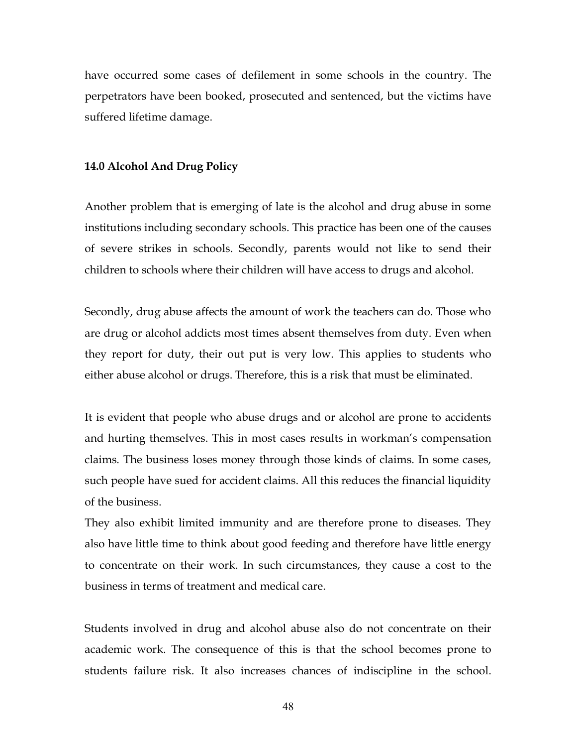have occurred some cases of defilement in some schools in the country. The perpetrators have been booked, prosecuted and sentenced, but the victims have suffered lifetime damage.

**14.0 Alcohol And Drug Policy**

Another problem that is emerging of late is the alcohol and drug abuse in some institutions including secondary schools. This practice has been one of the causes of severe strikes in schools. Secondly, parents would not like to send their children to schools where their children will have access to drugs and alcohol.

Secondly, drug abuse affects the amount of work the teachers can do. Those who are drug or alcohol addicts most times absent themselves from duty. Even when they report for duty, their out put is very low. This applies to students who either abuse alcohol or drugs. Therefore, this is a risk that must be eliminated.

It is evident that people who abuse drugs and or alcohol are prone to accidents and hurting themselves. This in most cases results in workman's compensation claims. The business loses money through those kinds of claims. In some cases, such people have sued for accident claims. All this reduces the financial liquidity of the business.

They also exhibit limited immunity and are therefore prone to diseases. They also have little time to think about good feeding and therefore have little energy to concentrate on their work. In such circumstances, they cause a cost to the business in terms of treatment and medical care.

Students involved in drug and alcohol abuse also do not concentrate on their academic work. The consequence of this is that the school becomes prone to students failure risk. It also increases chances of indiscipline in the school.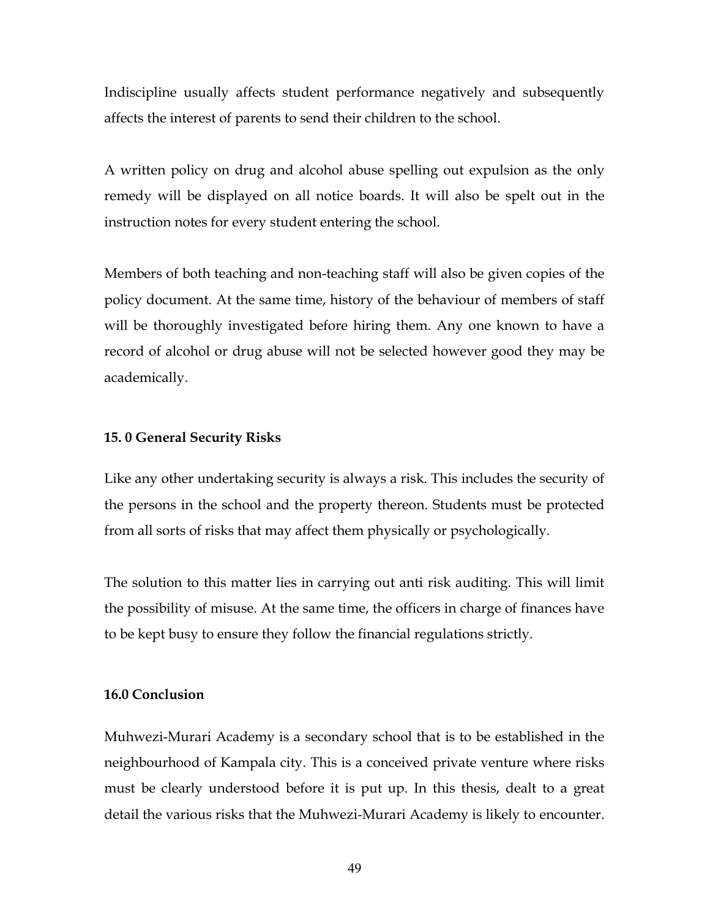Indiscipline usually affects student performance negatively and subsequently affects the interest of parents to send their children to the school.

A written policy on drug and alcohol abuse spelling out expulsion as the only remedy will be displayed on all notice boards. It will also be spelt out in the instruction notes for every student entering the school.

Members of both teaching and non-teaching staff will also be given copies of the policy document. At the same time, history of the behaviour of members of staff will be thoroughly investigated before hiring them. Any one known to have a record of alcohol or drug abuse will not be selected however good they may be academically.

**15. 0 General Security Risks**

Like any other undertaking security is always a risk. This includes the security of the persons in the school and the property thereon. Students must be protected from all sorts of risks that may affect them physically or psychologically.

The solution to this matter lies in carrying out anti risk auditing. This will limit the possibility of misuse. At the same time, the officers in charge of finances have to be kept busy to ensure they follow the financial regulations strictly.

**16.0 Conclusion**

Muhwezi-Murari Academy is a secondary school that is to be established in the neighbourhood of Kampala city. This is a conceived private venture where risks must be clearly understood before it is put up. In this thesis, dealt to a great detail the various risks that the Muhwezi-Murari Academy is likely to encounter.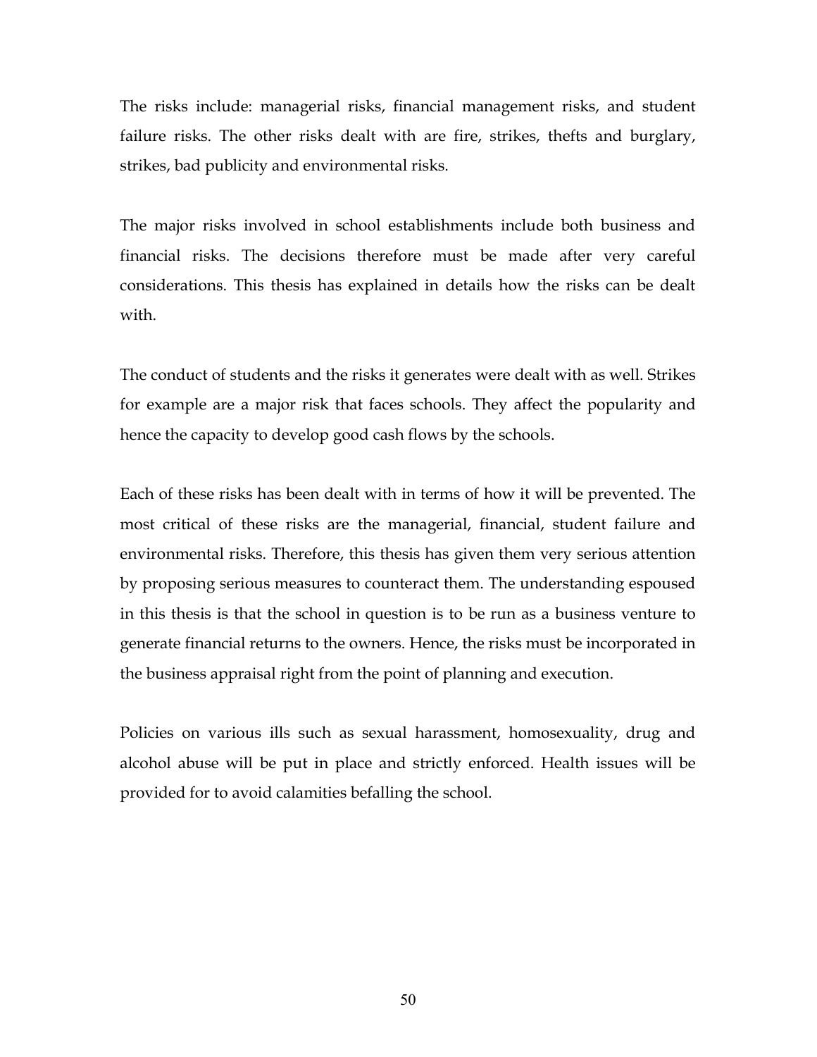The risks include: managerial risks, financial management risks, and student failure risks. The other risks dealt with are fire, strikes, thefts and burglary, strikes, bad publicity and environmental risks.

The major risks involved in school establishments include both business and financial risks. The decisions therefore must be made after very careful considerations. This thesis has explained in details how the risks can be dealt with.

The conduct of students and the risks it generates were dealt with as well. Strikes for example are a major risk that faces schools. They affect the popularity and hence the capacity to develop good cash flows by the schools.

Each of these risks has been dealt with in terms of how it will be prevented. The most critical of these risks are the managerial, financial, student failure and environmental risks. Therefore, this thesis has given them very serious attention by proposing serious measures to counteract them. The understanding espoused in this thesis is that the school in question is to be run as a business venture to generate financial returns to the owners. Hence, the risks must be incorporated in the business appraisal right from the point of planning and execution.

Policies on various ills such as sexual harassment, homosexuality, drug and alcohol abuse will be put in place and strictly enforced. Health issues will be provided for to avoid calamities befalling the school.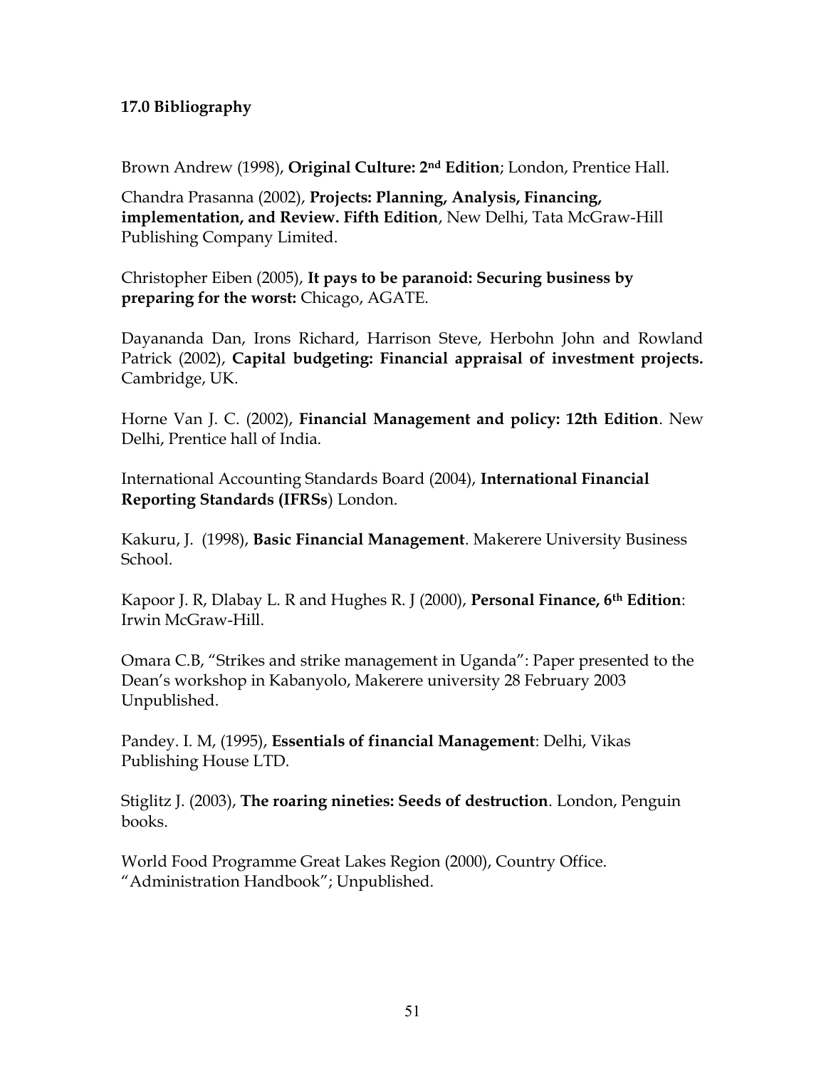## 17.0 Bibliography

Brown Andrew (1998), **Original Culture: 2nd Edition**; London, Prentice Hall.

Chandra Prasanna (2002), **Projects: Planning, Analysis, Financing, implementation, and Review. Fifth Edition**, New Delhi, Tata McGraw-Hill Publishing Company Limited.

Christopher Eiben (2005), **It pays to be paranoid: Securing business by preparing for the worst:** Chicago, AGATE.

Dayananda Dan, Irons Richard, Harrison Steve, Herbohn John and Rowland Patrick (2002), **Capital budgeting: Financial appraisal of investment projects.** Cambridge, UK.

Horne Van J. C. (2002), **Financial Management and policy: 12th Edition**. New Delhi, Prentice hall of India.

International Accounting Standards Board (2004), **International Financial Reporting Standards (IFRSs**) London.

Kakuru, J. (1998), **Basic Financial Management**. Makerere University Business School.

Kapoor J. R, Dlabay L. R and Hughes R. J (2000), **Personal Finance, 6th Edition**: Irwin McGraw-Hill.

Omara C.B, "Strikes and strike management in Uganda": Paper presented to the Dean's workshop in Kabanyolo, Makerere university 28 February 2003 Unpublished.

Pandey. I. M, (1995), **Essentials of financial Management**: Delhi, Vikas Publishing House LTD.

Stiglitz J. (2003), **The roaring nineties: Seeds of destruction**. London, Penguin books.

World Food Programme Great Lakes Region (2000), Country Office. "Administration Handbook"; Unpublished.